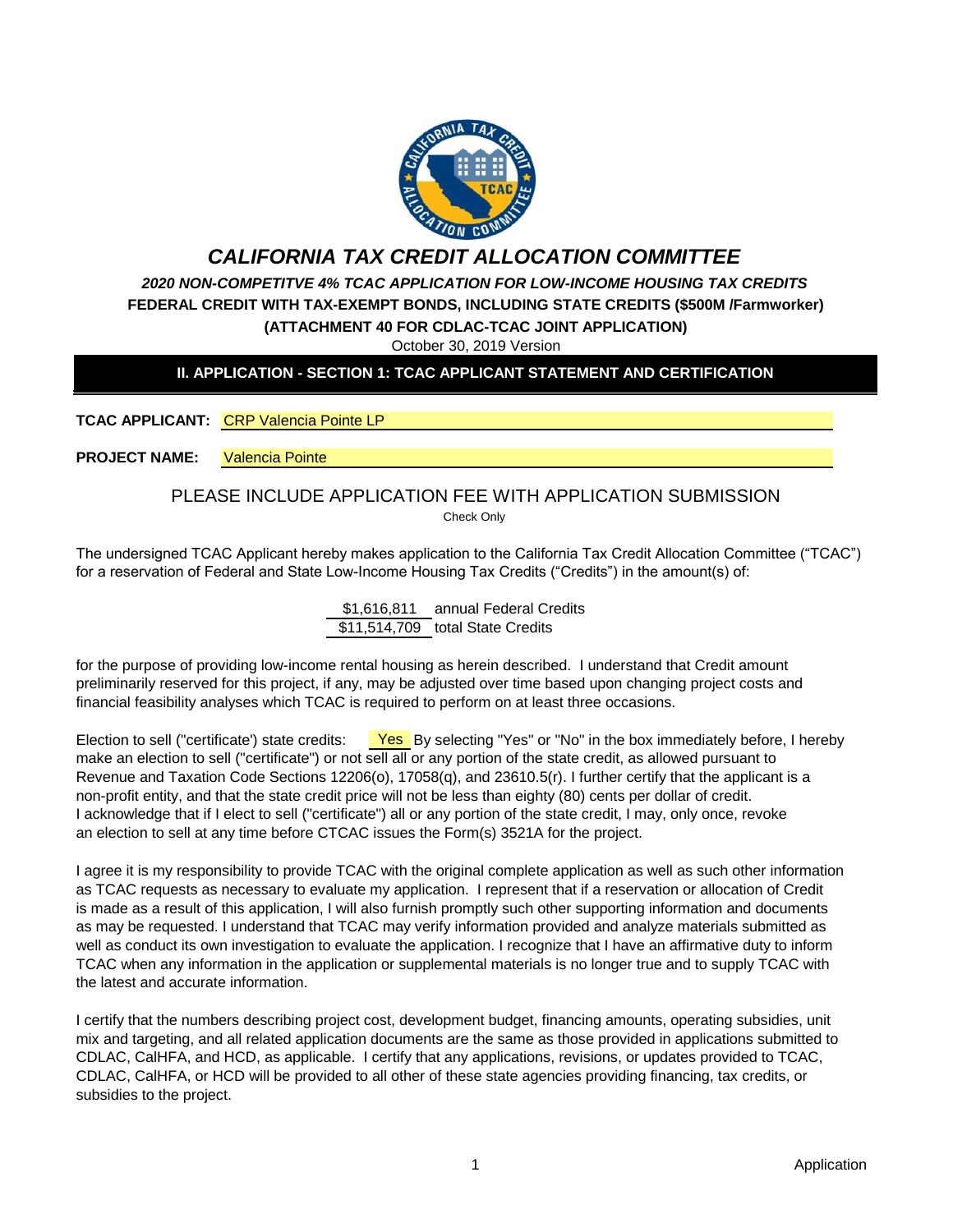# *CALIFORNIA TAX CREDIT ALLOCATION COMMITTEE*

***2020 NON-COMPETITVE 4% TCAC APPLICATION FOR LOW-INCOME HOUSING TAX CREDITS***

**FEDERAL CREDIT WITH TAX-EXEMPT BONDS, INCLUDING STATE CREDITS ($500M /Farmworker)**

**(ATTACHMENT 40 FOR CDLAC-TCAC JOINT APPLICATION)**

October 30, 2019 Version

## II. APPLICATION - SECTION 1: TCAC APPLICANT STATEMENT AND CERTIFICATION

**TCAC APPLICANT:** CRP Valencia Pointe LP

**PROJECT NAME:** Valencia Pointe

PLEASE INCLUDE APPLICATION FEE WITH APPLICATION SUBMISSION

Check Only

The undersigned TCAC Applicant hereby makes application to the California Tax Credit Allocation Committee ("TCAC") for a reservation of Federal and State Low-Income Housing Tax Credits ("Credits") in the amount(s) of:

$1,616,811 annual Federal Credits
$11,514,709 total State Credits

for the purpose of providing low-income rental housing as herein described. I understand that Credit amount preliminarily reserved for this project, if any, may be adjusted over time based upon changing project costs and financial feasibility analyses which TCAC is required to perform on at least three occasions.

Election to sell ("certificate') state credits: Yes By selecting "Yes" or "No" in the box immediately before, I hereby make an election to sell ("certificate") or not sell all or any portion of the state credit, as allowed pursuant to Revenue and Taxation Code Sections 12206(o), 17058(q), and 23610.5(r). I further certify that the applicant is a non-profit entity, and that the state credit price will not be less than eighty (80) cents per dollar of credit. I acknowledge that if I elect to sell ("certificate") all or any portion of the state credit, I may, only once, revoke an election to sell at any time before CTCAC issues the Form(s) 3521A for the project.

I agree it is my responsibility to provide TCAC with the original complete application as well as such other information as TCAC requests as necessary to evaluate my application. I represent that if a reservation or allocation of Credit is made as a result of this application, I will also furnish promptly such other supporting information and documents as may be requested. I understand that TCAC may verify information provided and analyze materials submitted as well as conduct its own investigation to evaluate the application. I recognize that I have an affirmative duty to inform TCAC when any information in the application or supplemental materials is no longer true and to supply TCAC with the latest and accurate information.

I certify that the numbers describing project cost, development budget, financing amounts, operating subsidies, unit mix and targeting, and all related application documents are the same as those provided in applications submitted to CDLAC, CalHFA, and HCD, as applicable. I certify that any applications, revisions, or updates provided to TCAC, CDLAC, CalHFA, or HCD will be provided to all other of these state agencies providing financing, tax credits, or subsidies to the project.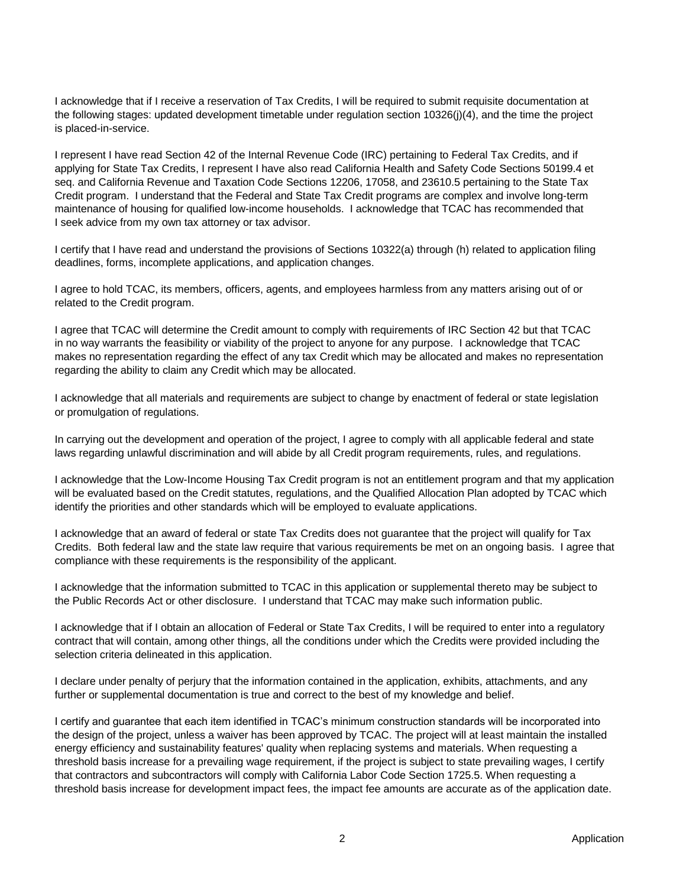I acknowledge that if I receive a reservation of Tax Credits, I will be required to submit requisite documentation at the following stages: updated development timetable under regulation section 10326(j)(4), and the time the project is placed-in-service.

I represent I have read Section 42 of the Internal Revenue Code (IRC) pertaining to Federal Tax Credits, and if applying for State Tax Credits, I represent I have also read California Health and Safety Code Sections 50199.4 et seq. and California Revenue and Taxation Code Sections 12206, 17058, and 23610.5 pertaining to the State Tax Credit program. I understand that the Federal and State Tax Credit programs are complex and involve long-term maintenance of housing for qualified low-income households. I acknowledge that TCAC has recommended that I seek advice from my own tax attorney or tax advisor.

I certify that I have read and understand the provisions of Sections 10322(a) through (h) related to application filing deadlines, forms, incomplete applications, and application changes.

I agree to hold TCAC, its members, officers, agents, and employees harmless from any matters arising out of or related to the Credit program.

I agree that TCAC will determine the Credit amount to comply with requirements of IRC Section 42 but that TCAC in no way warrants the feasibility or viability of the project to anyone for any purpose. I acknowledge that TCAC makes no representation regarding the effect of any tax Credit which may be allocated and makes no representation regarding the ability to claim any Credit which may be allocated.

I acknowledge that all materials and requirements are subject to change by enactment of federal or state legislation or promulgation of regulations.

In carrying out the development and operation of the project, I agree to comply with all applicable federal and state laws regarding unlawful discrimination and will abide by all Credit program requirements, rules, and regulations.

I acknowledge that the Low-Income Housing Tax Credit program is not an entitlement program and that my application will be evaluated based on the Credit statutes, regulations, and the Qualified Allocation Plan adopted by TCAC which identify the priorities and other standards which will be employed to evaluate applications.

I acknowledge that an award of federal or state Tax Credits does not guarantee that the project will qualify for Tax Credits. Both federal law and the state law require that various requirements be met on an ongoing basis. I agree that compliance with these requirements is the responsibility of the applicant.

I acknowledge that the information submitted to TCAC in this application or supplemental thereto may be subject to the Public Records Act or other disclosure. I understand that TCAC may make such information public.

I acknowledge that if I obtain an allocation of Federal or State Tax Credits, I will be required to enter into a regulatory contract that will contain, among other things, all the conditions under which the Credits were provided including the selection criteria delineated in this application.

I declare under penalty of perjury that the information contained in the application, exhibits, attachments, and any further or supplemental documentation is true and correct to the best of my knowledge and belief.

I certify and guarantee that each item identified in TCAC's minimum construction standards will be incorporated into the design of the project, unless a waiver has been approved by TCAC. The project will at least maintain the installed energy efficiency and sustainability features' quality when replacing systems and materials. When requesting a threshold basis increase for a prevailing wage requirement, if the project is subject to state prevailing wages, I certify that contractors and subcontractors will comply with California Labor Code Section 1725.5. When requesting a threshold basis increase for development impact fees, the impact fee amounts are accurate as of the application date.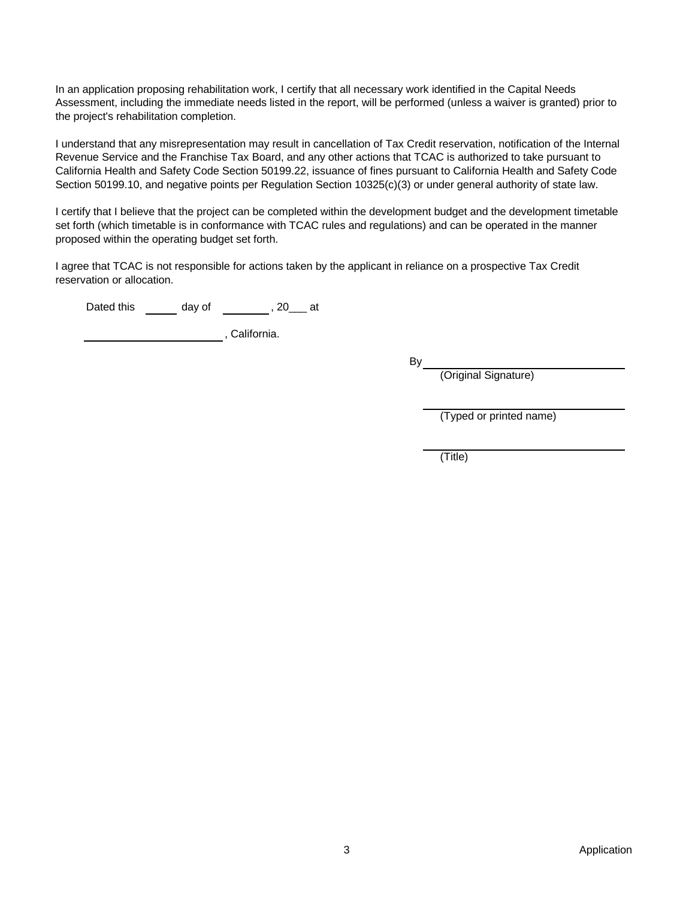In an application proposing rehabilitation work, I certify that all necessary work identified in the Capital Needs Assessment, including the immediate needs listed in the report, will be performed (unless a waiver is granted) prior to the project's rehabilitation completion.

I understand that any misrepresentation may result in cancellation of Tax Credit reservation, notification of the Internal Revenue Service and the Franchise Tax Board, and any other actions that TCAC is authorized to take pursuant to California Health and Safety Code Section 50199.22, issuance of fines pursuant to California Health and Safety Code Section 50199.10, and negative points per Regulation Section 10325(c)(3) or under general authority of state law.

I certify that I believe that the project can be completed within the development budget and the development timetable set forth (which timetable is in conformance with TCAC rules and regulations) and can be operated in the manner proposed within the operating budget set forth.

I agree that TCAC is not responsible for actions taken by the applicant in reliance on a prospective Tax Credit reservation or allocation.

Dated this ______ day of ________, 20___ at

______________________, California.

By ______________________________
(Original Signature)

______________________________
(Typed or printed name)

______________________________
(Title)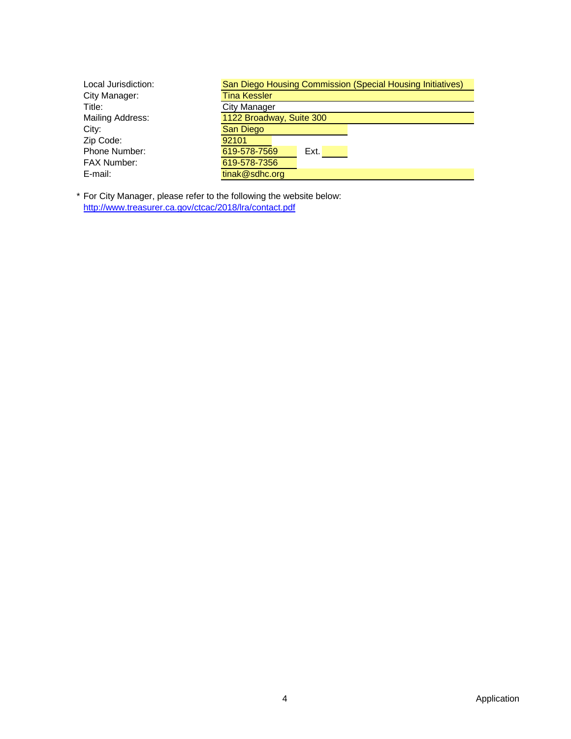| | |
|---|---|
| Local Jurisdiction: | San Diego Housing Commission (Special Housing Initiatives) |
| City Manager: | Tina Kessler |
| Title: | City Manager |
| Mailing Address: | 1122 Broadway, Suite 300 |
| City: | San Diego |
| Zip Code: | 92101 |
| Phone Number: | 619-578-7569 Ext. |
| FAX Number: | 619-578-7356 |
| E-mail: | tinak@sdhc.org |

\* For City Manager, please refer to the following the website below:
http://www.treasurer.ca.gov/ctcac/2018/lra/contact.pdf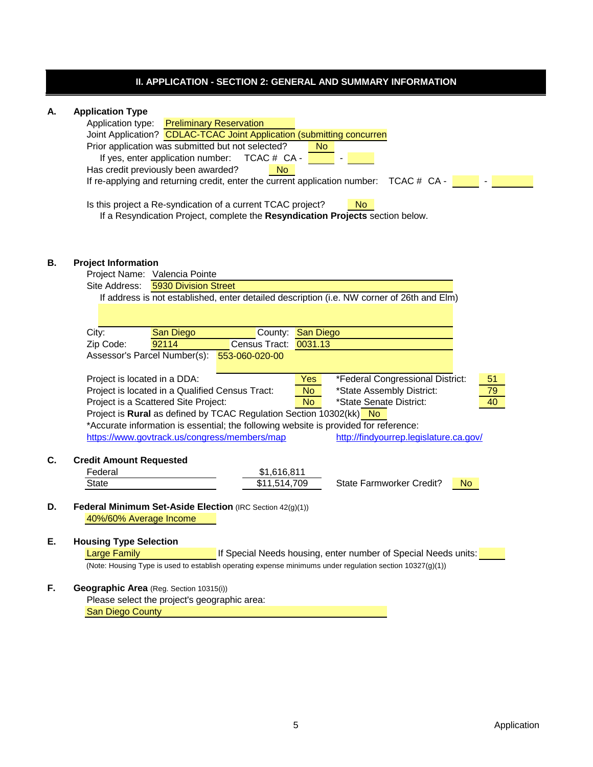## II. APPLICATION - SECTION 2: GENERAL AND SUMMARY INFORMATION

**A. Application Type**

Application type: Preliminary Reservation

Joint Application? CDLAC-TCAC Joint Application (submitting concurren

Prior application was submitted but not selected? No

If yes, enter application number: TCAC # CA - ___ - ___

Has credit previously been awarded? No

If re-applying and returning credit, enter the current application number: TCAC # CA - ___ - ___

Is this project a Re-syndication of a current TCAC project? No

If a Resyndication Project, complete the **Resyndication Projects** section below.

**B. Project Information**

Project Name: Valencia Pointe

Site Address: 5930 Division Street

If address is not established, enter detailed description (i.e. NW corner of 26th and Elm)

City: San Diego County: San Diego

Zip Code: 92114 Census Tract: 0031.13

Assessor's Parcel Number(s): 553-060-020-00

| | | | |
|---|---|---|---|
| Project is located in a DDA: | Yes | *Federal Congressional District: | 51 |
| Project is located in a Qualified Census Tract: | No | *State Assembly District: | 79 |
| Project is a Scattered Site Project: | No | *State Senate District: | 40 |

Project is **Rural** as defined by TCAC Regulation Section 10302(kk) No

*Accurate information is essential; the following website is provided for reference:

https://www.govtrack.us/congress/members/map http://findyourrep.legislature.ca.gov/

**C. Credit Amount Requested**

| | |
|---|---|
| Federal | $1,616,811 |
| State | $11,514,709 |

State Farmworker Credit? No

**D. Federal Minimum Set-Aside Election** (IRC Section 42(g)(1))

40%/60% Average Income

**E. Housing Type Selection**

Large Family If Special Needs housing, enter number of Special Needs units: ___

(Note: Housing Type is used to establish operating expense minimums under regulation section 10327(g)(1))

**F. Geographic Area** (Reg. Section 10315(i))

Please select the project's geographic area:

San Diego County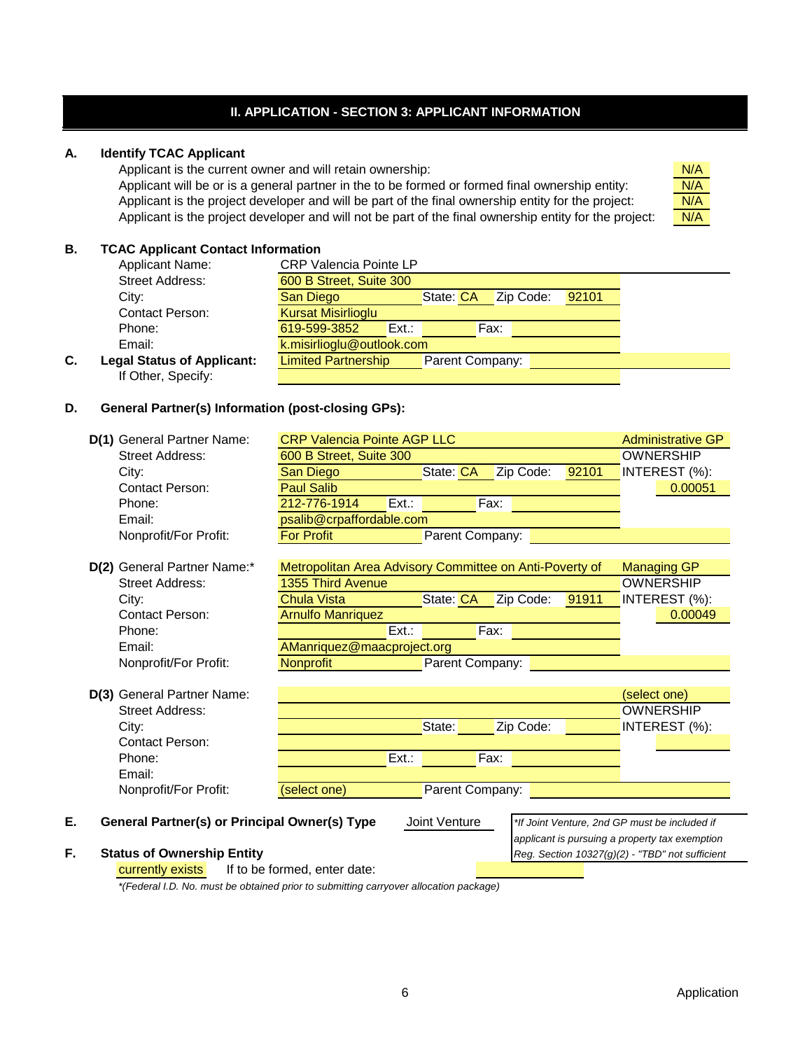# II. APPLICATION - SECTION 3: APPLICANT INFORMATION

**A. Identify TCAC Applicant**

| | |
|---|---|
| Applicant is the current owner and will retain ownership: | N/A |
| Applicant will be or is a general partner in the to be formed or formed final ownership entity: | N/A |
| Applicant is the project developer and will be part of the final ownership entity for the project: | N/A |
| Applicant is the project developer and will not be part of the final ownership entity for the project: | N/A |

**B. TCAC Applicant Contact Information**

| | | | | | |
|---|---|---|---|---|---|
| Applicant Name: | CRP Valencia Pointe LP | | | | |
| Street Address: | 600 B Street, Suite 300 | | | | |
| City: | San Diego | State: | CA | Zip Code: | 92101 |
| Contact Person: | Kursat Misirlioglu | | | | |
| Phone: | 619-599-3852 | Ext.: | | Fax: | |
| Email: | k.misirlioglu@outlook.com | | | | |

**C. Legal Status of Applicant:** Limited Partnership  Parent Company:

If Other, Specify:

**D. General Partner(s) Information (post-closing GPs):**

**D(1)**

| | | | | | | |
|---|---|---|---|---|---|---|
| General Partner Name: | CRP Valencia Pointe AGP LLC | | | | | Administrative GP |
| Street Address: | 600 B Street, Suite 300 | | | | | OWNERSHIP |
| City: | San Diego | State: | CA | Zip Code: | 92101 | INTEREST (%): |
| Contact Person: | Paul Salib | | | | | 0.00051 |
| Phone: | 212-776-1914 | Ext.: | | Fax: | | |
| Email: | psalib@crpaffordable.com | | | | | |
| Nonprofit/For Profit: | For Profit | Parent Company: | | | | |

**D(2)**

| | | | | | | |
|---|---|---|---|---|---|---|
| General Partner Name:* | Metropolitan Area Advisory Committee on Anti-Poverty of | | | | | Managing GP |
| Street Address: | 1355 Third Avenue | | | | | OWNERSHIP |
| City: | Chula Vista | State: | CA | Zip Code: | 91911 | INTEREST (%): |
| Contact Person: | Arnulfo Manriquez | | | | | 0.00049 |
| Phone: | | Ext.: | | Fax: | | |
| Email: | AManriquez@maacproject.org | | | | | |
| Nonprofit/For Profit: | Nonprofit | Parent Company: | | | | |

**D(3)**

| | | | | | | |
|---|---|---|---|---|---|---|
| General Partner Name: | | | | | | (select one) |
| Street Address: | | | | | | OWNERSHIP |
| City: | | State: | | Zip Code: | | INTEREST (%): |
| Contact Person: | | | | | | |
| Phone: | | Ext.: | | Fax: | | |
| Email: | | | | | | |
| Nonprofit/For Profit: | (select one) | Parent Company: | | | | |

**E. General Partner(s) or Principal Owner(s) Type** Joint Venture

*\*If Joint Venture, 2nd GP must be included if applicant is pursuing a property tax exemption Reg. Section 10327(g)(2) - "TBD" not sufficient*

**F. Status of Ownership Entity**

currently exists  If to be formed, enter date:

*\*(Federal I.D. No. must be obtained prior to submitting carryover allocation package)*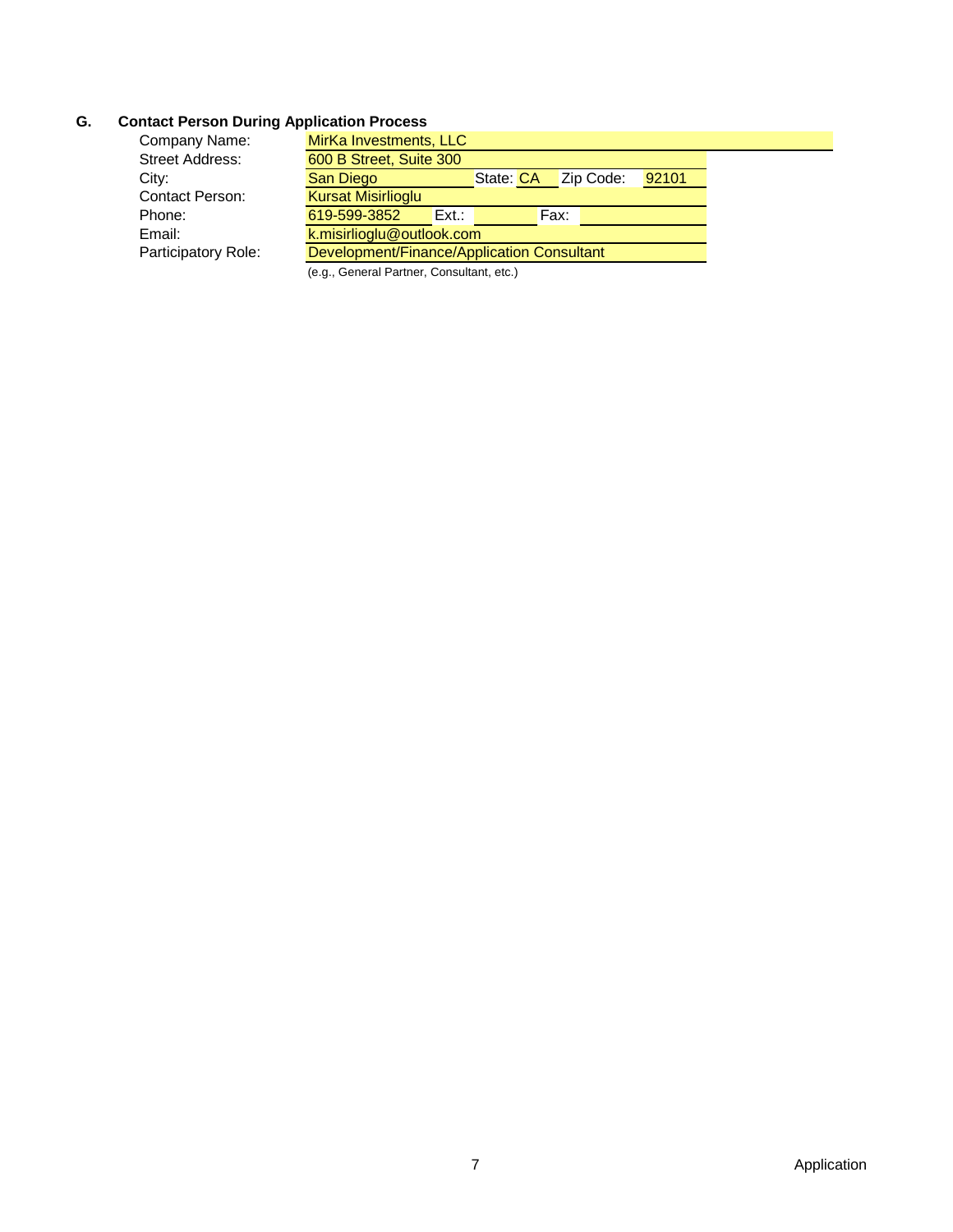## G. Contact Person During Application Process

| | |
|---|---|
| Company Name: | MirKa Investments, LLC |
| Street Address: | 600 B Street, Suite 300 |
| City: | San Diego State: CA Zip Code: 92101 |
| Contact Person: | Kursat Misirlioglu |
| Phone: | 619-599-3852 Ext.: Fax: |
| Email: | k.misirlioglu@outlook.com |
| Participatory Role: | Development/Finance/Application Consultant |
| | (e.g., General Partner, Consultant, etc.) |

Application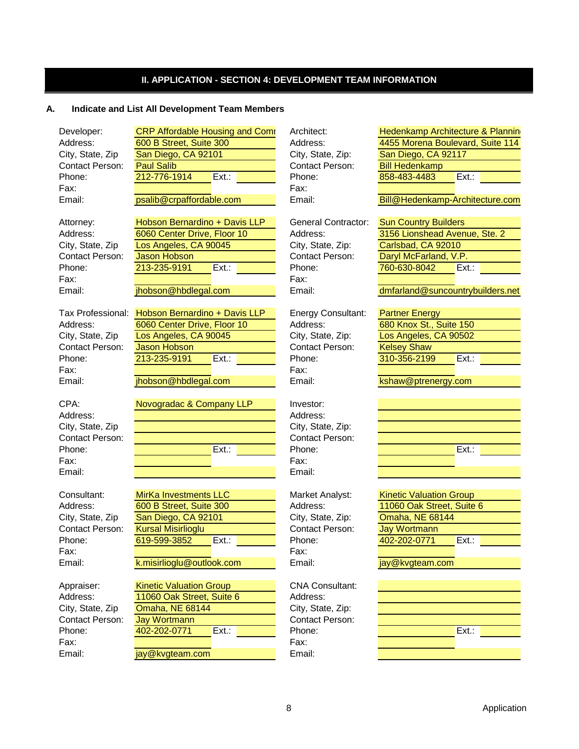## II. APPLICATION - SECTION 4: DEVELOPMENT TEAM INFORMATION

### A. Indicate and List All Development Team Members

| | | | |
|---|---|---|---|
| Developer: | CRP Affordable Housing and Comı | Architect: | Hedenkamp Architecture & Plannin |
| Address: | 600 B Street, Suite 300 | Address: | 4455 Morena Boulevard, Suite 114 |
| City, State, Zip | San Diego, CA 92101 | City, State, Zip: | San Diego, CA 92117 |
| Contact Person: | Paul Salib | Contact Person: | Bill Hedenkamp |
| Phone: | 212-776-1914 Ext.: | Phone: | 858-483-4483 Ext.: |
| Fax: | | Fax: | |
| Email: | psalib@crpaffordable.com | Email: | Bill@Hedenkamp-Architecture.com |
| | | | |
| Attorney: | Hobson Bernardino + Davis LLP | General Contractor: | Sun Country Builders |
| Address: | 6060 Center Drive, Floor 10 | Address: | 3156 Lionshead Avenue, Ste. 2 |
| City, State, Zip | Los Angeles, CA 90045 | City, State, Zip: | Carlsbad, CA 92010 |
| Contact Person: | Jason Hobson | Contact Person: | Daryl McFarland, V.P. |
| Phone: | 213-235-9191 Ext.: | Phone: | 760-630-8042 Ext.: |
| Fax: | | Fax: | |
| Email: | jhobson@hbdlegal.com | Email: | dmfarland@suncountrybuilders.net |
| | | | |
| Tax Professional: | Hobson Bernardino + Davis LLP | Energy Consultant: | Partner Energy |
| Address: | 6060 Center Drive, Floor 10 | Address: | 680 Knox St., Suite 150 |
| City, State, Zip | Los Angeles, CA 90045 | City, State, Zip: | Los Angeles, CA 90502 |
| Contact Person: | Jason Hobson | Contact Person: | Kelsey Shaw |
| Phone: | 213-235-9191 Ext.: | Phone: | 310-356-2199 Ext.: |
| Fax: | | Fax: | |
| Email: | jhobson@hbdlegal.com | Email: | kshaw@ptrenergy.com |
| | | | |
| CPA: | Novogradac & Company LLP | Investor: | |
| Address: | | Address: | |
| City, State, Zip | | City, State, Zip: | |
| Contact Person: | | Contact Person: | |
| Phone: | Ext.: | Phone: | Ext.: |
| Fax: | | Fax: | |
| Email: | | Email: | |
| | | | |
| Consultant: | MirKa Investments LLC | Market Analyst: | Kinetic Valuation Group |
| Address: | 600 B Street, Suite 300 | Address: | 11060 Oak Street, Suite 6 |
| City, State, Zip | San Diego, CA 92101 | City, State, Zip: | Omaha, NE 68144 |
| Contact Person: | Kursal Misirlioglu | Contact Person: | Jay Wortmann |
| Phone: | 619-599-3852 Ext.: | Phone: | 402-202-0771 Ext.: |
| Fax: | | Fax: | |
| Email: | k.misirlioglu@outlook.com | Email: | jay@kvgteam.com |
| | | | |
| Appraiser: | Kinetic Valuation Group | CNA Consultant: | |
| Address: | 11060 Oak Street, Suite 6 | Address: | |
| City, State, Zip | Omaha, NE 68144 | City, State, Zip: | |
| Contact Person: | Jay Wortmann | Contact Person: | |
| Phone: | 402-202-0771 Ext.: | Phone: | Ext.: |
| Fax: | | Fax: | |
| Email: | jay@kvgteam.com | Email: | |

Application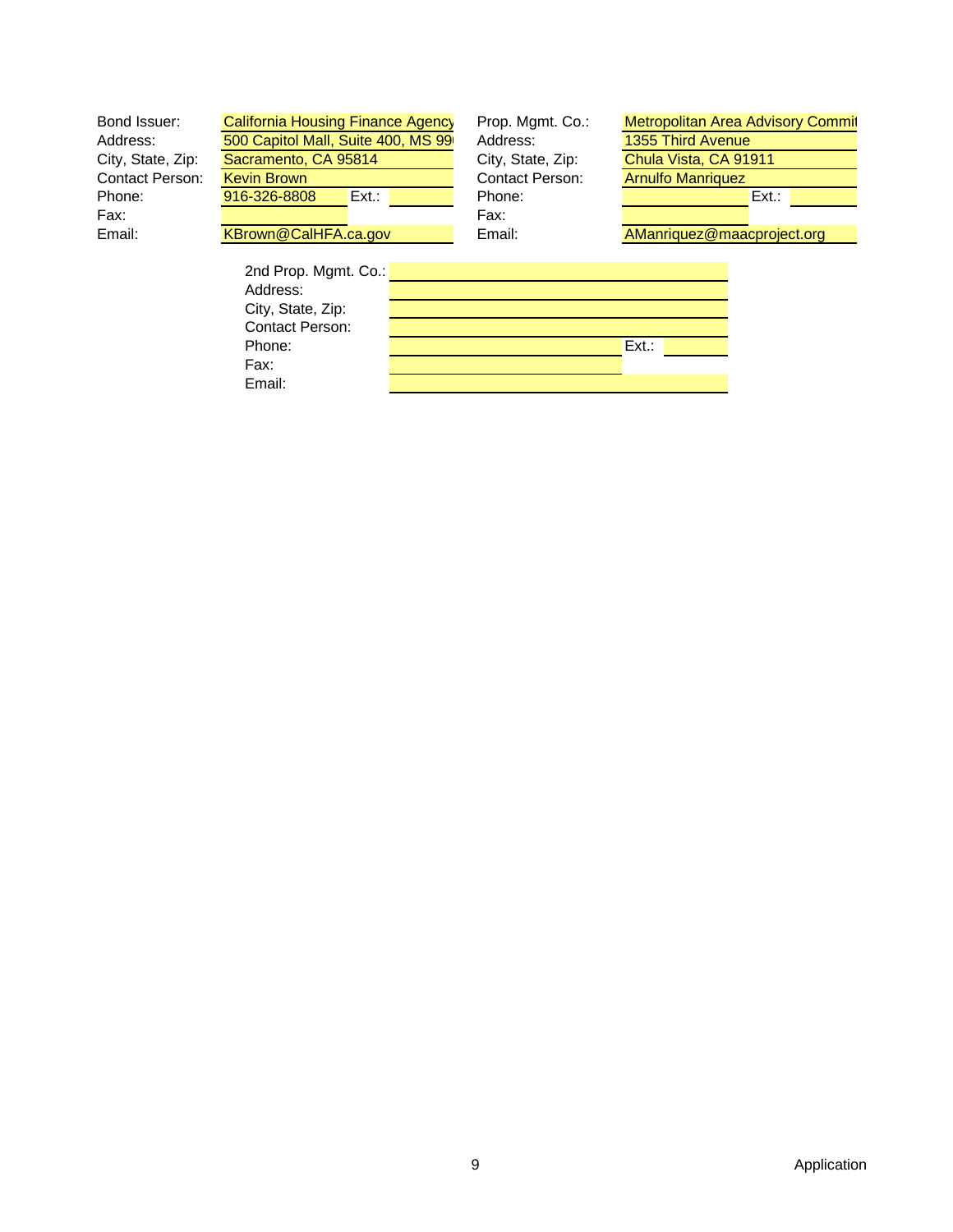| Bond Issuer: | California Housing Finance Agency | | Prop. Mgmt. Co.: | Metropolitan Area Advisory Commit | |
|---|---|---|---|---|---|
| Address: | 500 Capitol Mall, Suite 400, MS 99 | | Address: | 1355 Third Avenue | |
| City, State, Zip: | Sacramento, CA 95814 | | City, State, Zip: | Chula Vista, CA 91911 | |
| Contact Person: | Kevin Brown | | Contact Person: | Arnulfo Manriquez | |
| Phone: | 916-326-8808 | Ext.: | Phone: | | Ext.: |
| Fax: | | | Fax: | | |
| Email: | KBrown@CalHFA.ca.gov | | Email: | AManriquez@maacproject.org | |

| 2nd Prop. Mgmt. Co.: | | |
|---|---|---|
| Address: | | |
| City, State, Zip: | | |
| Contact Person: | | |
| Phone: | | Ext.: |
| Fax: | | |
| Email: | | |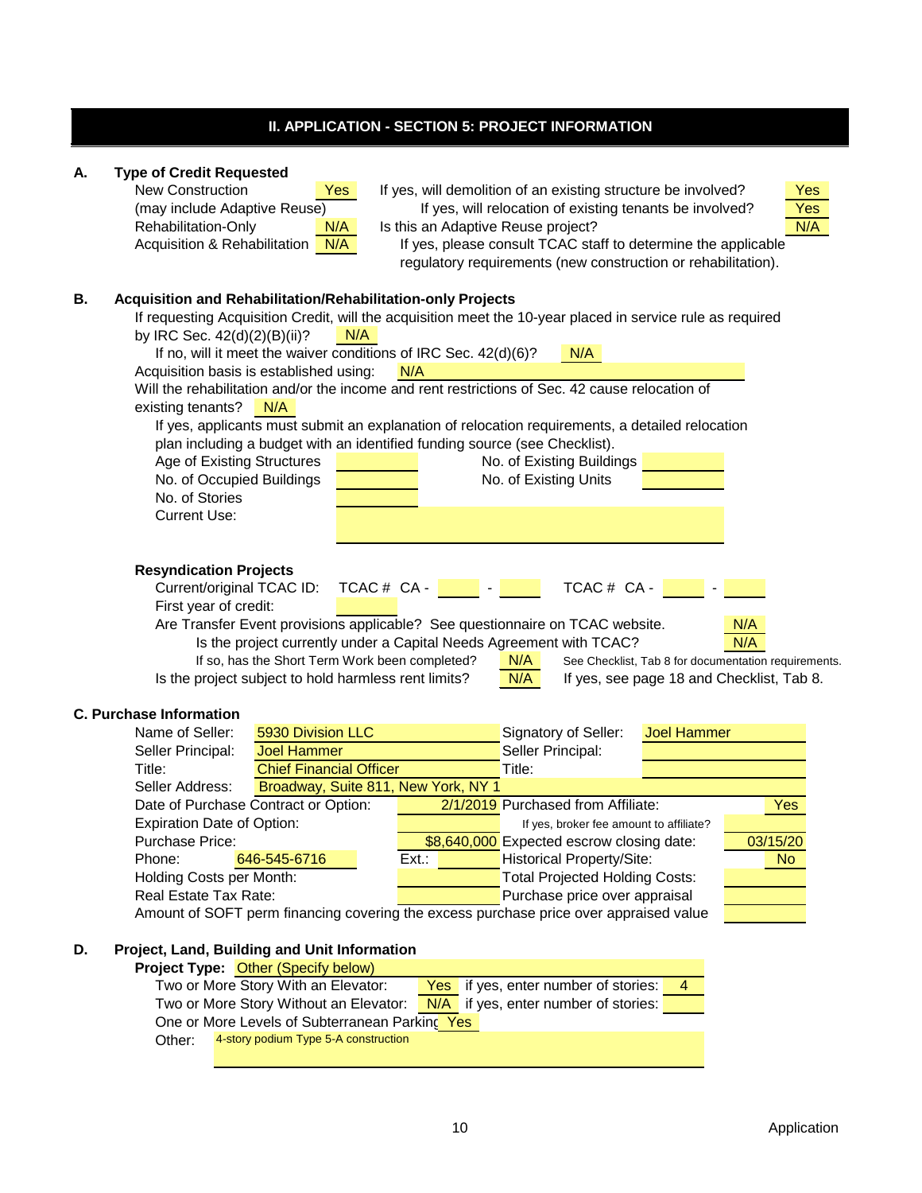## II. APPLICATION - SECTION 5: PROJECT INFORMATION

### A. Type of Credit Requested

| | | | |
|---|---|---|---|
| New Construction (may include Adaptive Reuse) | Yes | If yes, will demolition of an existing structure be involved? | Yes |
| | | If yes, will relocation of existing tenants be involved? | Yes |
| Rehabilitation-Only | N/A | Is this an Adaptive Reuse project? | N/A |
| Acquisition & Rehabilitation | N/A | If yes, please consult TCAC staff to determine the applicable regulatory requirements (new construction or rehabilitation). | |

### B. Acquisition and Rehabilitation/Rehabilitation-only Projects

If requesting Acquisition Credit, will the acquisition meet the 10-year placed in service rule as required by IRC Sec. 42(d)(2)(B)(ii)? N/A

If no, will it meet the waiver conditions of IRC Sec. 42(d)(6)? N/A

Acquisition basis is established using: N/A

Will the rehabilitation and/or the income and rent restrictions of Sec. 42 cause relocation of existing tenants? N/A

If yes, applicants must submit an explanation of relocation requirements, a detailed relocation plan including a budget with an identified funding source (see Checklist).

| | | | |
|---|---|---|---|
| Age of Existing Structures | | No. of Existing Buildings | |
| No. of Occupied Buildings | | No. of Existing Units | |
| No. of Stories | | | |
| Current Use: | | | |

**Resyndication Projects**

Current/original TCAC ID: TCAC # CA - ____ - ____ TCAC # CA - ____ - ____

First year of credit:

Are Transfer Event provisions applicable? See questionnaire on TCAC website. N/A

Is the project currently under a Capital Needs Agreement with TCAC? N/A

If so, has the Short Term Work been completed? N/A See Checklist, Tab 8 for documentation requirements.

Is the project subject to hold harmless rent limits? N/A If yes, see page 18 and Checklist, Tab 8.

### C. Purchase Information

| | | | |
|---|---|---|---|
| Name of Seller: | 5930 Division LLC | Signatory of Seller: | Joel Hammer |
| Seller Principal: | Joel Hammer | Seller Principal: | |
| Title: | Chief Financial Officer | Title: | |
| Seller Address: | Broadway, Suite 811, New York, NY 1 | | |
| Date of Purchase Contract or Option: | 2/1/2019 | Purchased from Affiliate: | Yes |
| Expiration Date of Option: | | If yes, broker fee amount to affiliate? | |
| Purchase Price: | $8,640,000 | Expected escrow closing date: | 03/15/20 |
| Phone: | 646-545-6716 Ext.: | Historical Property/Site: | No |
| Holding Costs per Month: | | Total Projected Holding Costs: | |
| Real Estate Tax Rate: | | Purchase price over appraisal | |

Amount of SOFT perm financing covering the excess purchase price over appraised value

### D. Project, Land, Building and Unit Information

**Project Type:** Other (Specify below)

Two or More Story With an Elevator: Yes if yes, enter number of stories: 4

Two or More Story Without an Elevator: N/A if yes, enter number of stories:

One or More Levels of Subterranean Parking Yes

Other: 4-story podium Type 5-A construction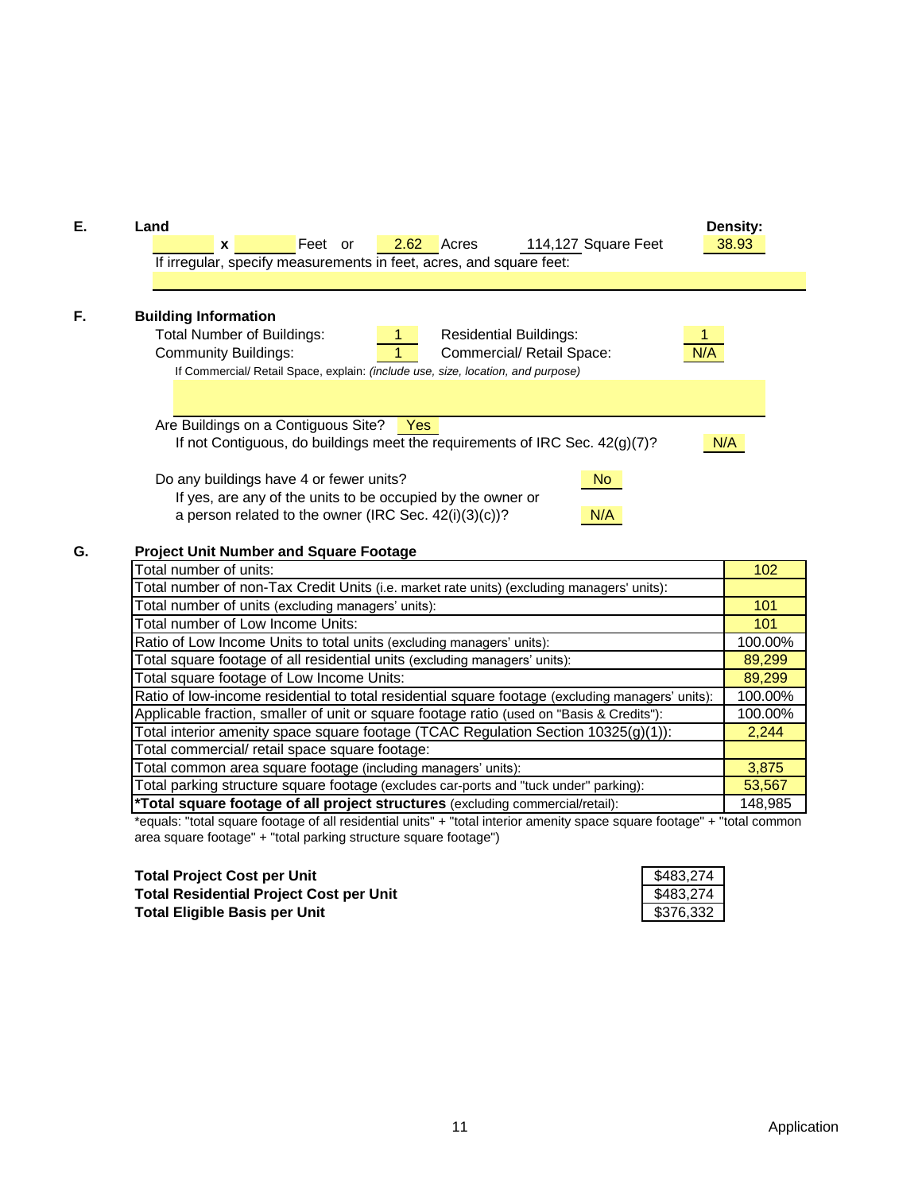## E. Land

_______ x _______ Feet or 2.62 Acres 114,127 Square Feet

**Density:** 38.93

If irregular, specify measurements in feet, acres, and square feet:

## F. Building Information

Total Number of Buildings: 1

Residential Buildings: 1

Community Buildings: 1

Commercial/ Retail Space: N/A

If Commercial/ Retail Space, explain: *(include use, size, location, and purpose)*

Are Buildings on a Contiguous Site? Yes

If not Contiguous, do buildings meet the requirements of IRC Sec. 42(g)(7)? N/A

Do any buildings have 4 or fewer units? No

If yes, are any of the units to be occupied by the owner or a person related to the owner (IRC Sec. 42(i)(3)(c))? N/A

## G. Project Unit Number and Square Footage

| Item | Value |
|---|---|
| Total number of units: | 102 |
| Total number of non-Tax Credit Units (i.e. market rate units) (excluding managers' units): | |
| Total number of units (excluding managers' units): | 101 |
| Total number of Low Income Units: | 101 |
| Ratio of Low Income Units to total units (excluding managers' units): | 100.00% |
| Total square footage of all residential units (excluding managers' units): | 89,299 |
| Total square footage of Low Income Units: | 89,299 |
| Ratio of low-income residential to total residential square footage (excluding managers' units): | 100.00% |
| Applicable fraction, smaller of unit or square footage ratio (used on "Basis & Credits"): | 100.00% |
| Total interior amenity space square footage (TCAC Regulation Section 10325(g)(1)): | 2,244 |
| Total commercial/ retail space square footage: | |
| Total common area square footage (including managers' units): | 3,875 |
| Total parking structure square footage (excludes car-ports and "tuck under" parking): | 53,567 |
| **\*Total square footage of all project structures** (excluding commercial/retail): | 148,985 |

*equals: "total square footage of all residential units" + "total interior amenity space square footage" + "total common area square footage" + "total parking structure square footage")

| | |
|---|---|
| **Total Project Cost per Unit** | $483,274 |
| **Total Residential Project Cost per Unit** | $483,274 |
| **Total Eligible Basis per Unit** | $376,332 |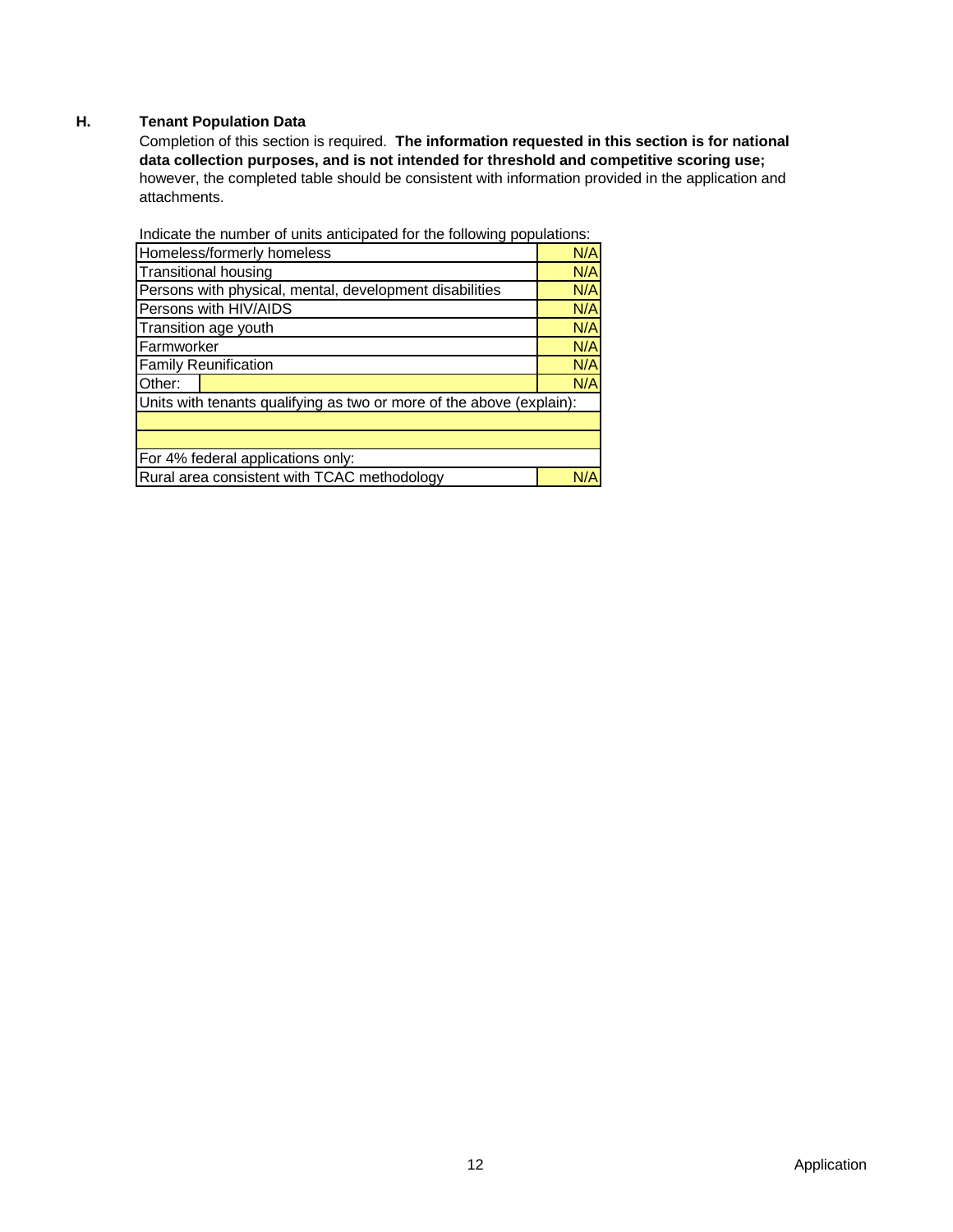## H. Tenant Population Data

Completion of this section is required. **The information requested in this section is for national data collection purposes, and is not intended for threshold and competitive scoring use;** however, the completed table should be consistent with information provided in the application and attachments.

Indicate the number of units anticipated for the following populations:

| Population | Units |
|---|---|
| Homeless/formerly homeless | N/A |
| Transitional housing | N/A |
| Persons with physical, mental, development disabilities | N/A |
| Persons with HIV/AIDS | N/A |
| Transition age youth | N/A |
| Farmworker | N/A |
| Family Reunification | N/A |
| Other: | N/A |
| Units with tenants qualifying as two or more of the above (explain): | |
| | |
| | |
| For 4% federal applications only: | |
| Rural area consistent with TCAC methodology | N/A |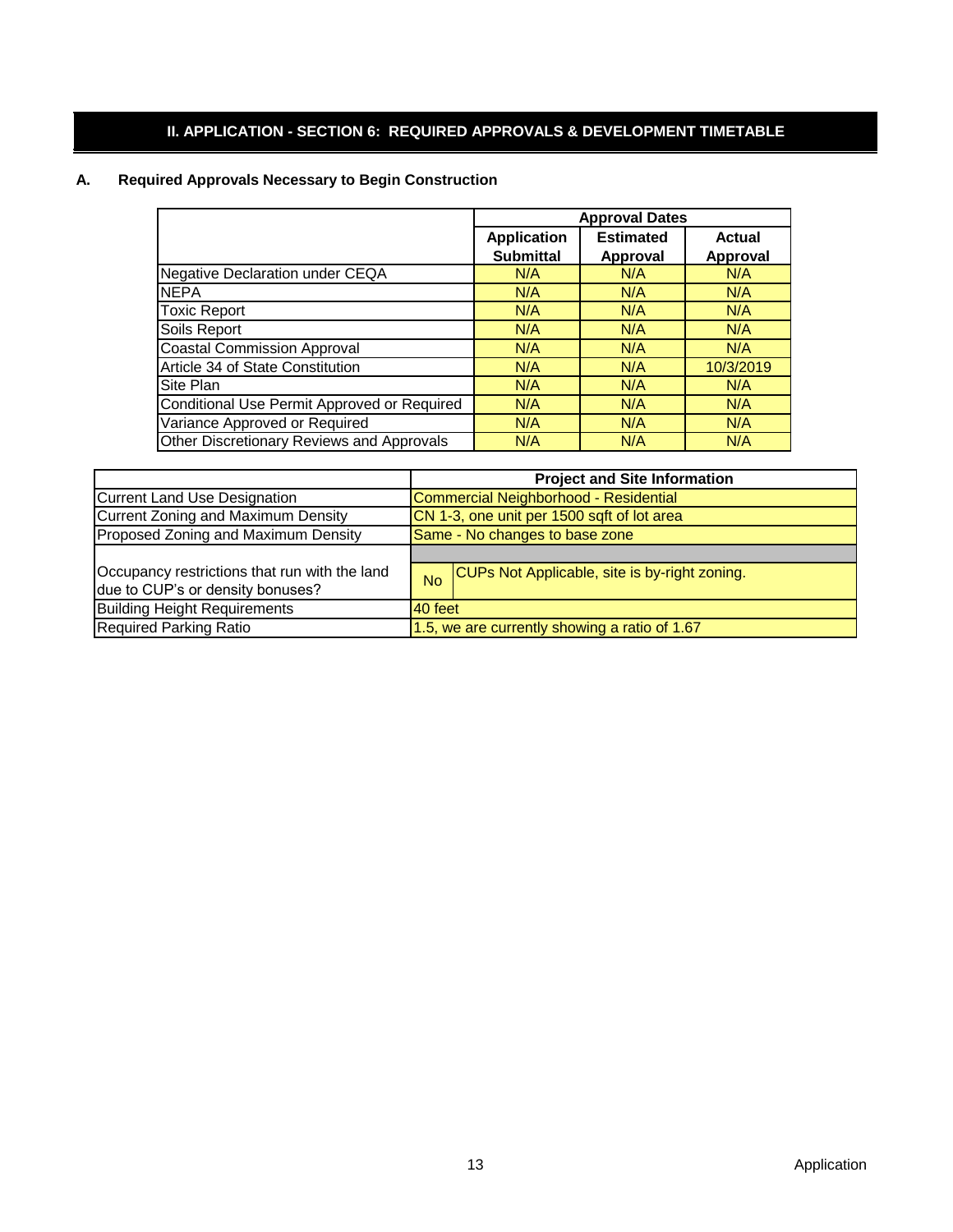## II. APPLICATION - SECTION 6: REQUIRED APPROVALS & DEVELOPMENT TIMETABLE

### A. Required Approvals Necessary to Begin Construction

| | Approval Dates | | |
|---|---|---|---|
| | Application Submittal | Estimated Approval | Actual Approval |
| Negative Declaration under CEQA | N/A | N/A | N/A |
| NEPA | N/A | N/A | N/A |
| Toxic Report | N/A | N/A | N/A |
| Soils Report | N/A | N/A | N/A |
| Coastal Commission Approval | N/A | N/A | N/A |
| Article 34 of State Constitution | N/A | N/A | 10/3/2019 |
| Site Plan | N/A | N/A | N/A |
| Conditional Use Permit Approved or Required | N/A | N/A | N/A |
| Variance Approved or Required | N/A | N/A | N/A |
| Other Discretionary Reviews and Approvals | N/A | N/A | N/A |

| | Project and Site Information | |
|---|---|---|
| Current Land Use Designation | Commercial Neighborhood - Residential | |
| Current Zoning and Maximum Density | CN 1-3, one unit per 1500 sqft of lot area | |
| Proposed Zoning and Maximum Density | Same - No changes to base zone | |
| Occupancy restrictions that run with the land due to CUP's or density bonuses? | No | CUPs Not Applicable, site is by-right zoning. |
| Building Height Requirements | 40 feet | |
| Required Parking Ratio | 1.5, we are currently showing a ratio of 1.67 | |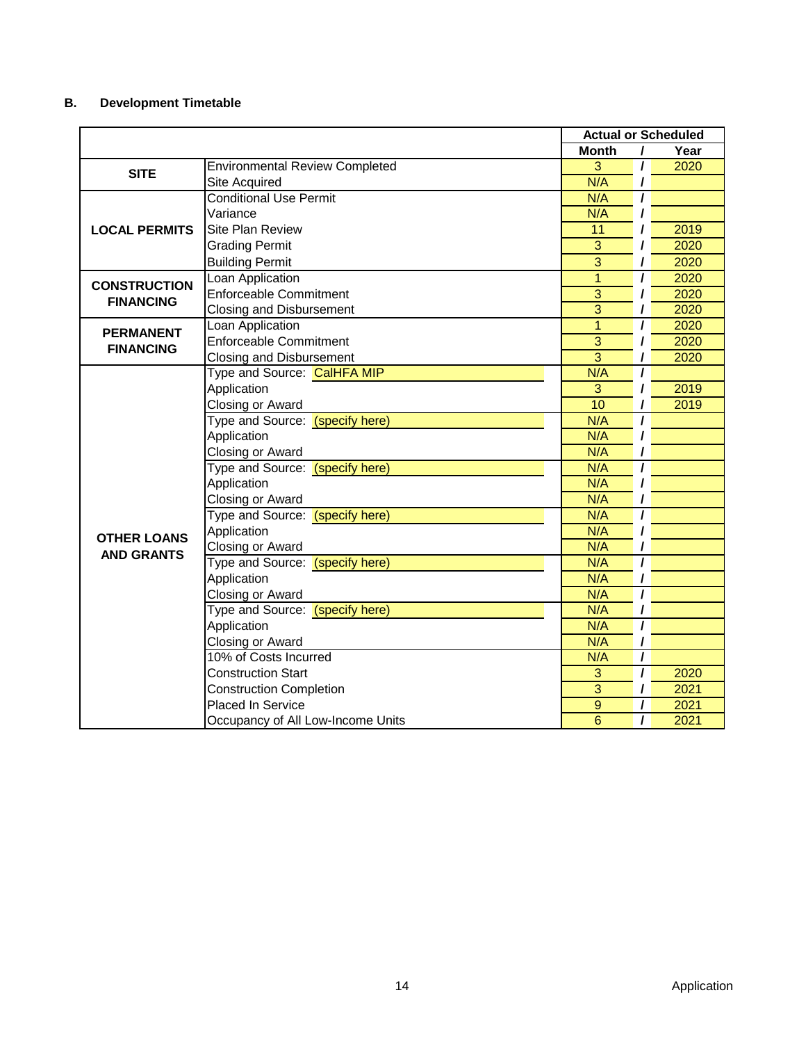### B. Development Timetable

| | | Actual or Scheduled | | |
|---|---|---|---|---|
| | | Month | / | Year |
| SITE | Environmental Review Completed | 3 | / | 2020 |
| | Site Acquired | N/A | / | |
| LOCAL PERMITS | Conditional Use Permit | N/A | / | |
| | Variance | N/A | / | |
| | Site Plan Review | 11 | / | 2019 |
| | Grading Permit | 3 | / | 2020 |
| | Building Permit | 3 | / | 2020 |
| CONSTRUCTION FINANCING | Loan Application | 1 | / | 2020 |
| | Enforceable Commitment | 3 | / | 2020 |
| | Closing and Disbursement | 3 | / | 2020 |
| PERMANENT FINANCING | Loan Application | 1 | / | 2020 |
| | Enforceable Commitment | 3 | / | 2020 |
| | Closing and Disbursement | 3 | / | 2020 |
| OTHER LOANS AND GRANTS | Type and Source: CalHFA MIP | N/A | / | |
| | Application | 3 | / | 2019 |
| | Closing or Award | 10 | / | 2019 |
| | Type and Source: (specify here) | N/A | / | |
| | Application | N/A | / | |
| | Closing or Award | N/A | / | |
| | Type and Source: (specify here) | N/A | / | |
| | Application | N/A | / | |
| | Closing or Award | N/A | / | |
| | Type and Source: (specify here) | N/A | / | |
| | Application | N/A | / | |
| | Closing or Award | N/A | / | |
| | Type and Source: (specify here) | N/A | / | |
| | Application | N/A | / | |
| | Closing or Award | N/A | / | |
| | Type and Source: (specify here) | N/A | / | |
| | Application | N/A | / | |
| | Closing or Award | N/A | / | |
| | 10% of Costs Incurred | N/A | / | |
| | Construction Start | 3 | / | 2020 |
| | Construction Completion | 3 | / | 2021 |
| | Placed In Service | 9 | / | 2021 |
| | Occupancy of All Low-Income Units | 6 | / | 2021 |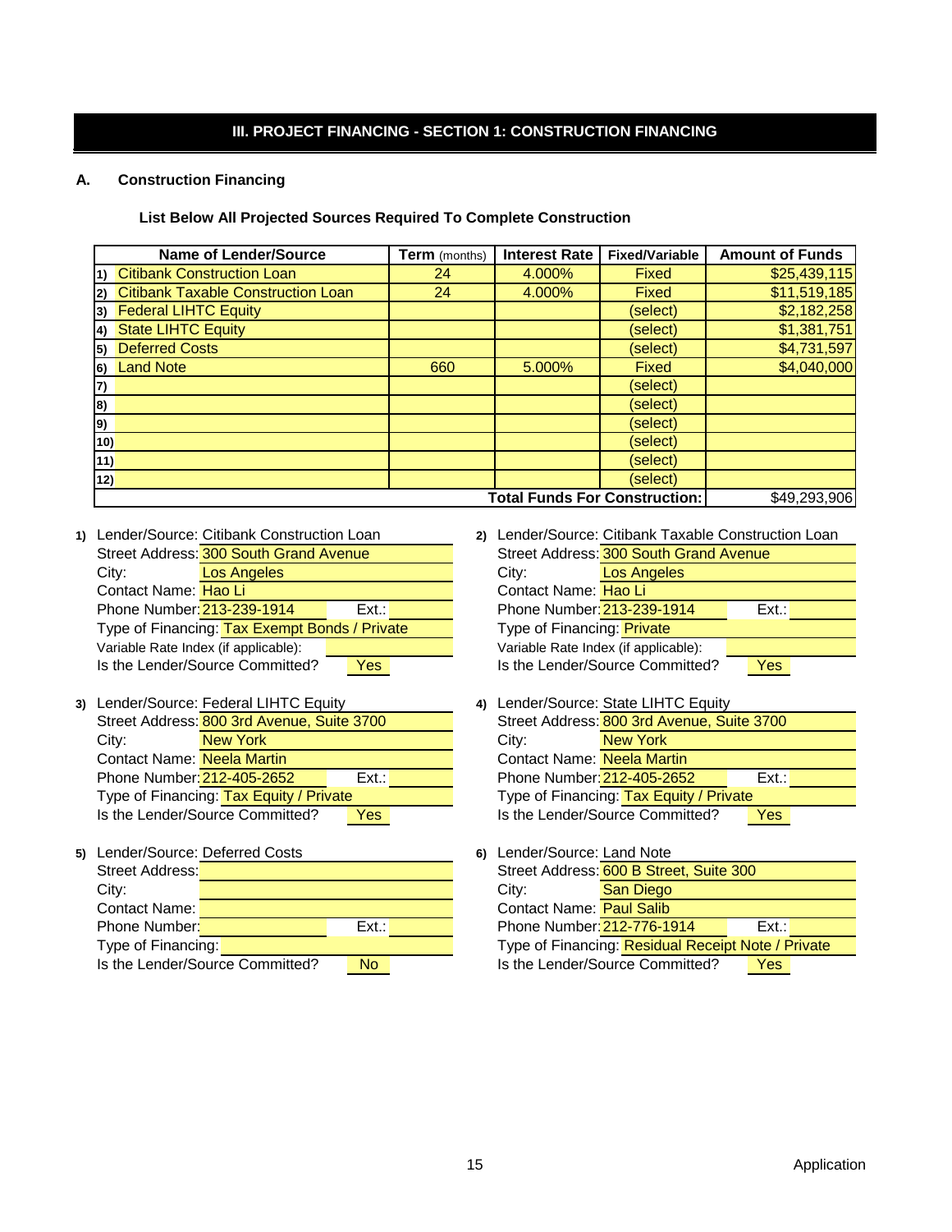## III. PROJECT FINANCING - SECTION 1: CONSTRUCTION FINANCING

### A. Construction Financing

**List Below All Projected Sources Required To Complete Construction**

| | Name of Lender/Source | Term (months) | Interest Rate | Fixed/Variable | Amount of Funds |
|---|---|---|---|---|---|
| 1) | Citibank Construction Loan | 24 | 4.000% | Fixed | $25,439,115 |
| 2) | Citibank Taxable Construction Loan | 24 | 4.000% | Fixed | $11,519,185 |
| 3) | Federal LIHTC Equity | | | (select) | $2,182,258 |
| 4) | State LIHTC Equity | | | (select) | $1,381,751 |
| 5) | Deferred Costs | | | (select) | $4,731,597 |
| 6) | Land Note | 660 | 5.000% | Fixed | $4,040,000 |
| 7) | | | | (select) | |
| 8) | | | | (select) | |
| 9) | | | | (select) | |
| 10) | | | | (select) | |
| 11) | | | | (select) | |
| 12) | | | | (select) | |
| | | | | **Total Funds For Construction:** | $49,293,906 |

**1)** Lender/Source: Citibank Construction Loan
Street Address: 300 South Grand Avenue
City: Los Angeles
Contact Name: Hao Li
Phone Number: 213-239-1914 Ext.:
Type of Financing: Tax Exempt Bonds / Private
Variable Rate Index (if applicable):
Is the Lender/Source Committed? Yes

**2)** Lender/Source: Citibank Taxable Construction Loan
Street Address: 300 South Grand Avenue
City: Los Angeles
Contact Name: Hao Li
Phone Number: 213-239-1914 Ext.:
Type of Financing: Private
Variable Rate Index (if applicable):
Is the Lender/Source Committed? Yes

**3)** Lender/Source: Federal LIHTC Equity
Street Address: 800 3rd Avenue, Suite 3700
City: New York
Contact Name: Neela Martin
Phone Number: 212-405-2652 Ext.:
Type of Financing: Tax Equity / Private
Is the Lender/Source Committed? Yes

**4)** Lender/Source: State LIHTC Equity
Street Address: 800 3rd Avenue, Suite 3700
City: New York
Contact Name: Neela Martin
Phone Number: 212-405-2652 Ext.:
Type of Financing: Tax Equity / Private
Is the Lender/Source Committed? Yes

**5)** Lender/Source: Deferred Costs
Street Address:
City:
Contact Name:
Phone Number: Ext.:
Type of Financing:
Is the Lender/Source Committed? No

**6)** Lender/Source: Land Note
Street Address: 600 B Street, Suite 300
City: San Diego
Contact Name: Paul Salib
Phone Number: 212-776-1914 Ext.:
Type of Financing: Residual Receipt Note / Private
Is the Lender/Source Committed? Yes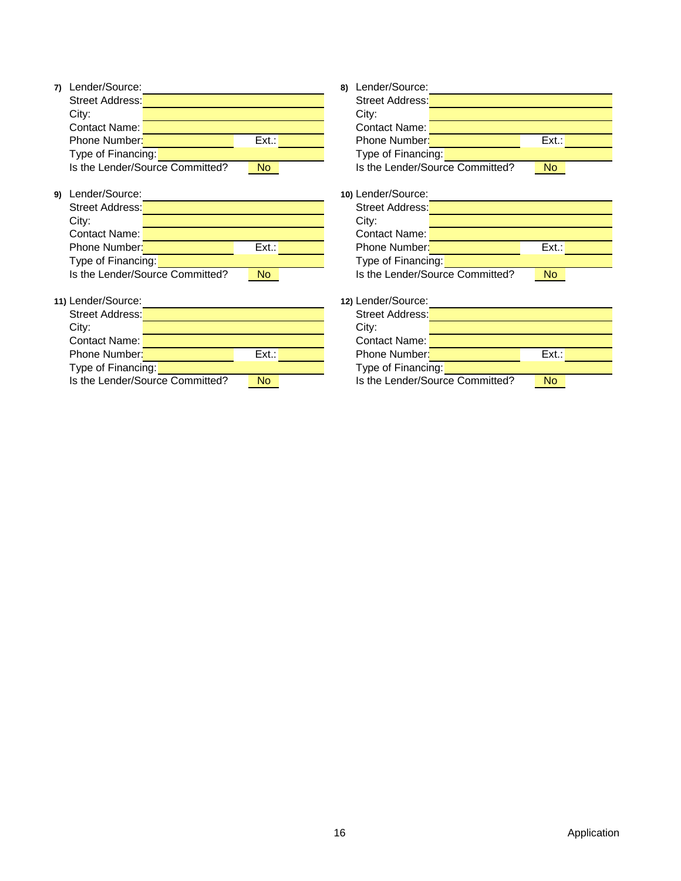**7)** Lender/Source:
Street Address:
City:
Contact Name:
Phone Number: Ext.:
Type of Financing:
Is the Lender/Source Committed? No

**8)** Lender/Source:
Street Address:
City:
Contact Name:
Phone Number: Ext.:
Type of Financing:
Is the Lender/Source Committed? No

**9)** Lender/Source:
Street Address:
City:
Contact Name:
Phone Number: Ext.:
Type of Financing:
Is the Lender/Source Committed? No

**10)** Lender/Source:
Street Address:
City:
Contact Name:
Phone Number: Ext.:
Type of Financing:
Is the Lender/Source Committed? No

**11)** Lender/Source:
Street Address:
City:
Contact Name:
Phone Number: Ext.:
Type of Financing:
Is the Lender/Source Committed? No

**12)** Lender/Source:
Street Address:
City:
Contact Name:
Phone Number: Ext.:
Type of Financing:
Is the Lender/Source Committed? No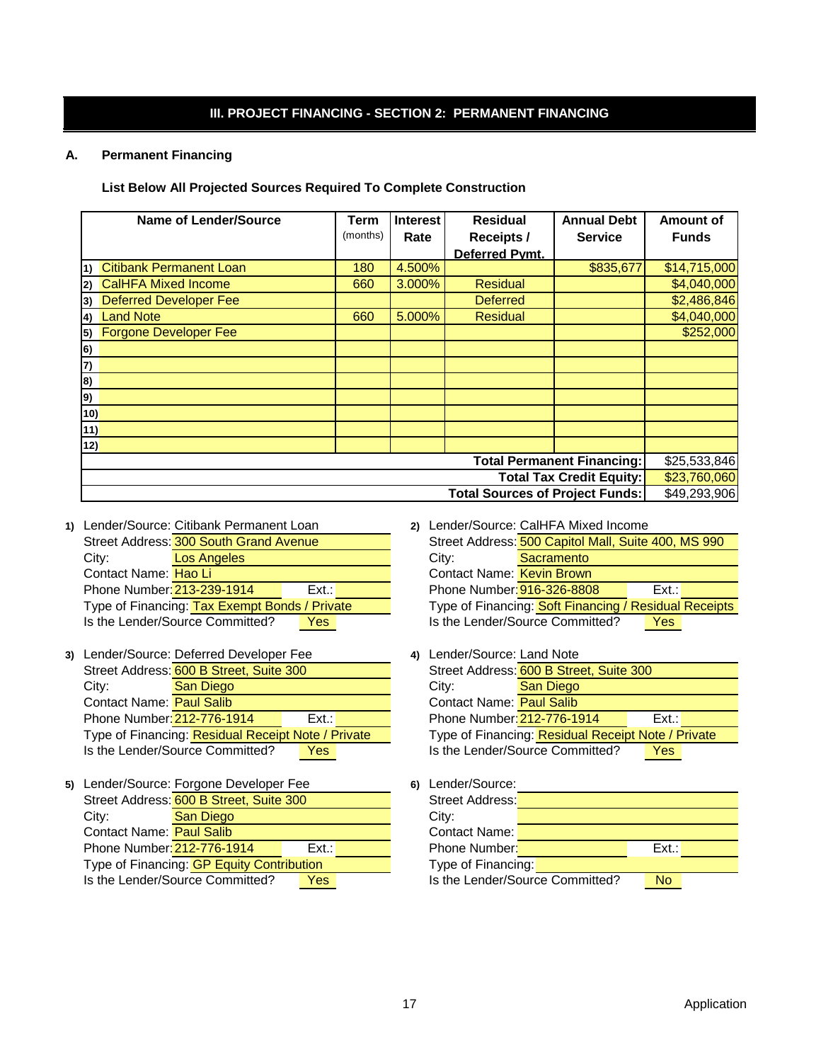## III. PROJECT FINANCING - SECTION 2: PERMANENT FINANCING

### A. Permanent Financing

**List Below All Projected Sources Required To Complete Construction**

| Name of Lender/Source | Term (months) | Interest Rate | Residual Receipts / Deferred Pymt. | Annual Debt Service | Amount of Funds |
|---|---|---|---|---|---|
| 1) Citibank Permanent Loan | 180 | 4.500% | | $835,677 | $14,715,000 |
| 2) CalHFA Mixed Income | 660 | 3.000% | Residual | | $4,040,000 |
| 3) Deferred Developer Fee | | | Deferred | | $2,486,846 |
| 4) Land Note | 660 | 5.000% | Residual | | $4,040,000 |
| 5) Forgone Developer Fee | | | | | $252,000 |
| 6) | | | | | |
| 7) | | | | | |
| 8) | | | | | |
| 9) | | | | | |
| 10) | | | | | |
| 11) | | | | | |
| 12) | | | | | |
| | | | | **Total Permanent Financing:** | $25,533,846 |
| | | | | **Total Tax Credit Equity:** | $23,760,060 |
| | | | | **Total Sources of Project Funds:** | $49,293,906 |

**1)** Lender/Source: Citibank Permanent Loan
Street Address: 300 South Grand Avenue
City: Los Angeles
Contact Name: Hao Li
Phone Number: 213-239-1914 Ext.:
Type of Financing: Tax Exempt Bonds / Private
Is the Lender/Source Committed? Yes

**2)** Lender/Source: CalHFA Mixed Income
Street Address: 500 Capitol Mall, Suite 400, MS 990
City: Sacramento
Contact Name: Kevin Brown
Phone Number: 916-326-8808 Ext.:
Type of Financing: Soft Financing / Residual Receipts
Is the Lender/Source Committed? Yes

**3)** Lender/Source: Deferred Developer Fee
Street Address: 600 B Street, Suite 300
City: San Diego
Contact Name: Paul Salib
Phone Number: 212-776-1914 Ext.:
Type of Financing: Residual Receipt Note / Private
Is the Lender/Source Committed? Yes

**4)** Lender/Source: Land Note
Street Address: 600 B Street, Suite 300
City: San Diego
Contact Name: Paul Salib
Phone Number: 212-776-1914 Ext.:
Type of Financing: Residual Receipt Note / Private
Is the Lender/Source Committed? Yes

**5)** Lender/Source: Forgone Developer Fee
Street Address: 600 B Street, Suite 300
City: San Diego
Contact Name: Paul Salib
Phone Number: 212-776-1914 Ext.:
Type of Financing: GP Equity Contribution
Is the Lender/Source Committed? Yes

**6)** Lender/Source:
Street Address:
City:
Contact Name:
Phone Number: Ext.:
Type of Financing:
Is the Lender/Source Committed? No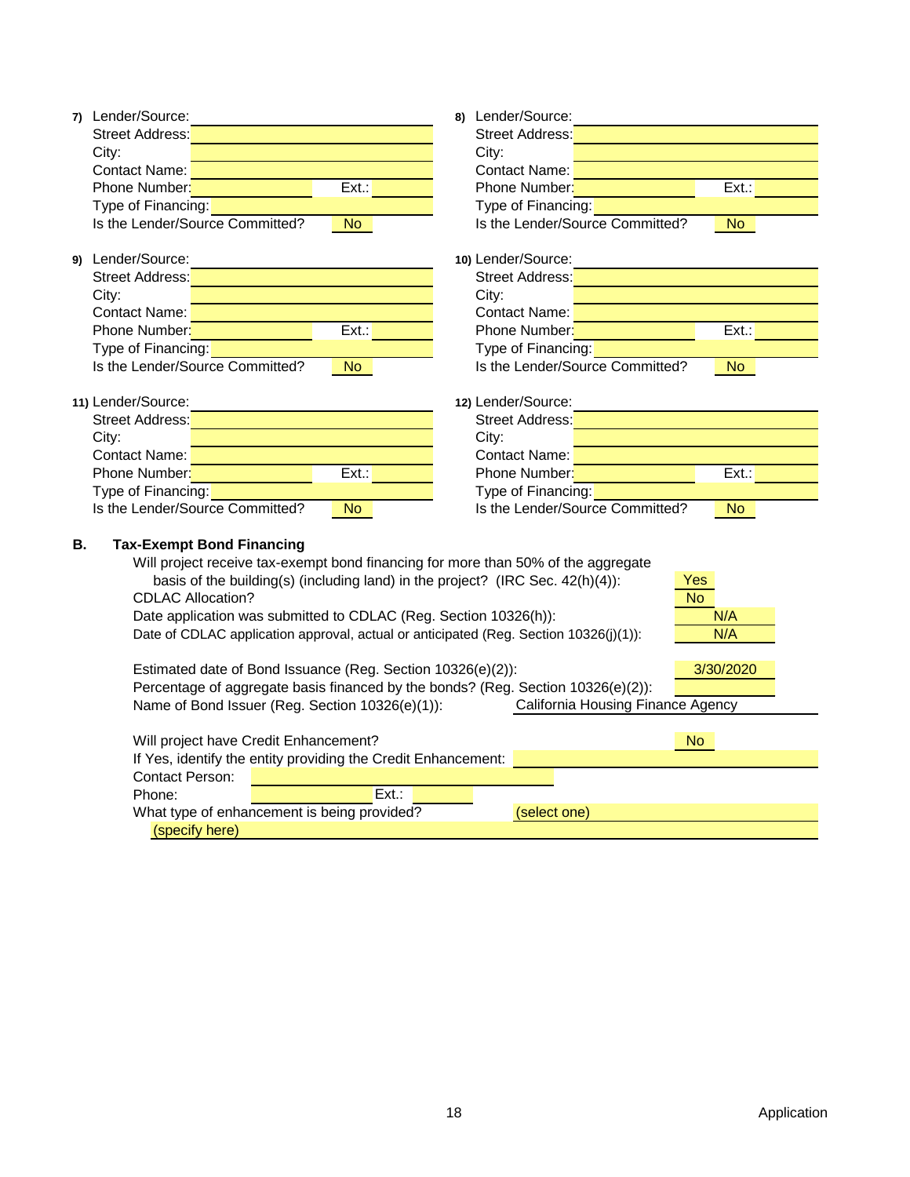**7)** Lender/Source:
Street Address:
City:
Contact Name:
Phone Number: Ext.:
Type of Financing:
Is the Lender/Source Committed? No

**8)** Lender/Source:
Street Address:
City:
Contact Name:
Phone Number: Ext.:
Type of Financing:
Is the Lender/Source Committed? No

**9)** Lender/Source:
Street Address:
City:
Contact Name:
Phone Number: Ext.:
Type of Financing:
Is the Lender/Source Committed? No

**10)** Lender/Source:
Street Address:
City:
Contact Name:
Phone Number: Ext.:
Type of Financing:
Is the Lender/Source Committed? No

**11)** Lender/Source:
Street Address:
City:
Contact Name:
Phone Number: Ext.:
Type of Financing:
Is the Lender/Source Committed? No

**12)** Lender/Source:
Street Address:
City:
Contact Name:
Phone Number: Ext.:
Type of Financing:
Is the Lender/Source Committed? No

## B. Tax-Exempt Bond Financing

Will project receive tax-exempt bond financing for more than 50% of the aggregate basis of the building(s) (including land) in the project? (IRC Sec. 42(h)(4)): Yes

CDLAC Allocation? No

Date application was submitted to CDLAC (Reg. Section 10326(h)): N/A

Date of CDLAC application approval, actual or anticipated (Reg. Section 10326(j)(1)): N/A

Estimated date of Bond Issuance (Reg. Section 10326(e)(2)): 3/30/2020

Percentage of aggregate basis financed by the bonds? (Reg. Section 10326(e)(2)):

Name of Bond Issuer (Reg. Section 10326(e)(1)): California Housing Finance Agency

Will project have Credit Enhancement? No

If Yes, identify the entity providing the Credit Enhancement:

Contact Person:

Phone: Ext.:

What type of enhancement is being provided? (select one)

(specify here)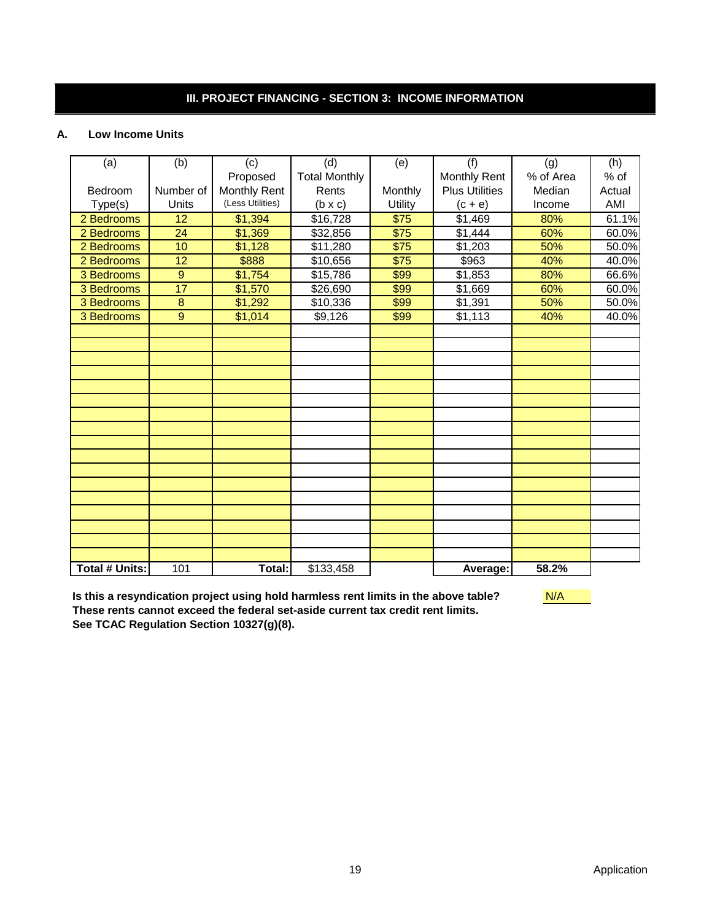## III. PROJECT FINANCING - SECTION 3: INCOME INFORMATION

### A. Low Income Units

| (a) Bedroom Type(s) | (b) Number of Units | (c) Proposed Monthly Rent (Less Utilities) | (d) Total Monthly Rents (b x c) | (e) Monthly Utility | (f) Monthly Rent Plus Utilities (c + e) | (g) % of Area Median Income | (h) % of Actual AMI |
|---|---|---|---|---|---|---|---|
| 2 Bedrooms | 12 | $1,394 | $16,728 | $75 | $1,469 | 80% | 61.1% |
| 2 Bedrooms | 24 | $1,369 | $32,856 | $75 | $1,444 | 60% | 60.0% |
| 2 Bedrooms | 10 | $1,128 | $11,280 | $75 | $1,203 | 50% | 50.0% |
| 2 Bedrooms | 12 | $888 | $10,656 | $75 | $963 | 40% | 40.0% |
| 3 Bedrooms | 9 | $1,754 | $15,786 | $99 | $1,853 | 80% | 66.6% |
| 3 Bedrooms | 17 | $1,570 | $26,690 | $99 | $1,669 | 60% | 60.0% |
| 3 Bedrooms | 8 | $1,292 | $10,336 | $99 | $1,391 | 50% | 50.0% |
| 3 Bedrooms | 9 | $1,014 | $9,126 | $99 | $1,113 | 40% | 40.0% |
| **Total # Units:** | 101 | **Total:** | $133,458 | | **Average:** | **58.2%** | |

**Is this a resyndication project using hold harmless rent limits in the above table?** N/A
**These rents cannot exceed the federal set-aside current tax credit rent limits.**
**See TCAC Regulation Section 10327(g)(8).**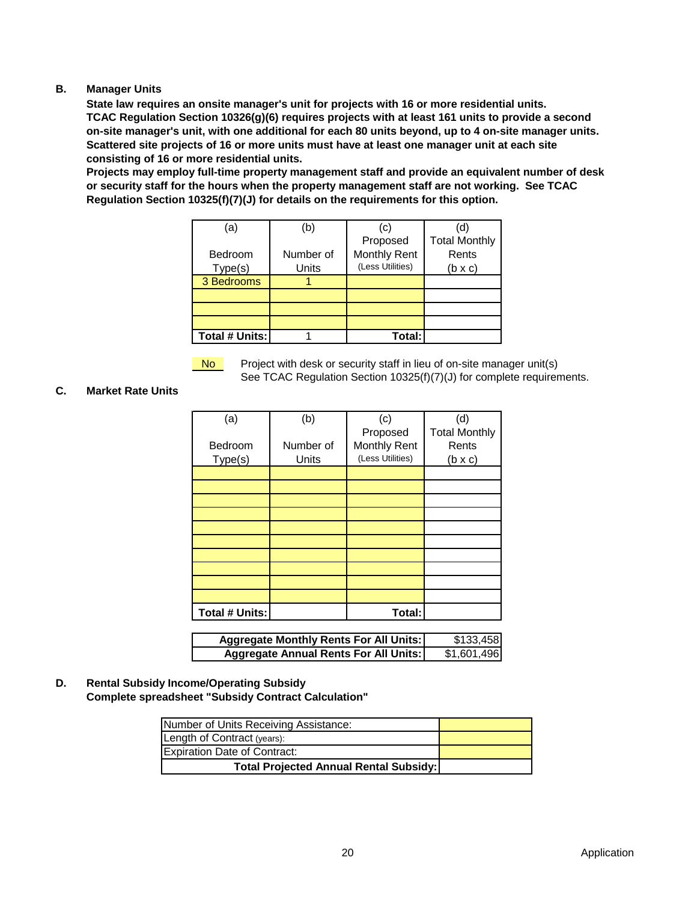**B. Manager Units**

**State law requires an onsite manager's unit for projects with 16 or more residential units. TCAC Regulation Section 10326(g)(6) requires projects with at least 161 units to provide a second on-site manager's unit, with one additional for each 80 units beyond, up to 4 on-site manager units. Scattered site projects of 16 or more units must have at least one manager unit at each site consisting of 16 or more residential units.**

**Projects may employ full-time property management staff and provide an equivalent number of desk or security staff for the hours when the property management staff are not working. See TCAC Regulation Section 10325(f)(7)(J) for details on the requirements for this option.**

| (a) Bedroom Type(s) | (b) Number of Units | (c) Proposed Monthly Rent (Less Utilities) | (d) Total Monthly Rents (b x c) |
|---|---|---|---|
| 3 Bedrooms | 1 | | |
| | | | |
| | | | |
| | | | |
| **Total # Units:** | 1 | **Total:** | |

No — Project with desk or security staff in lieu of on-site manager unit(s). See TCAC Regulation Section 10325(f)(7)(J) for complete requirements.

**C. Market Rate Units**

| (a) Bedroom Type(s) | (b) Number of Units | (c) Proposed Monthly Rent (Less Utilities) | (d) Total Monthly Rents (b x c) |
|---|---|---|---|
| | | | |
| | | | |
| | | | |
| | | | |
| | | | |
| | | | |
| | | | |
| | | | |
| | | | |
| | | | |
| **Total # Units:** | | **Total:** | |

| | |
|---|---|
| **Aggregate Monthly Rents For All Units:** | $133,458 |
| **Aggregate Annual Rents For All Units:** | $1,601,496 |

**D. Rental Subsidy Income/Operating Subsidy**

**Complete spreadsheet "Subsidy Contract Calculation"**

| | |
|---|---|
| Number of Units Receiving Assistance: | |
| Length of Contract (years): | |
| Expiration Date of Contract: | |
| **Total Projected Annual Rental Subsidy:** | |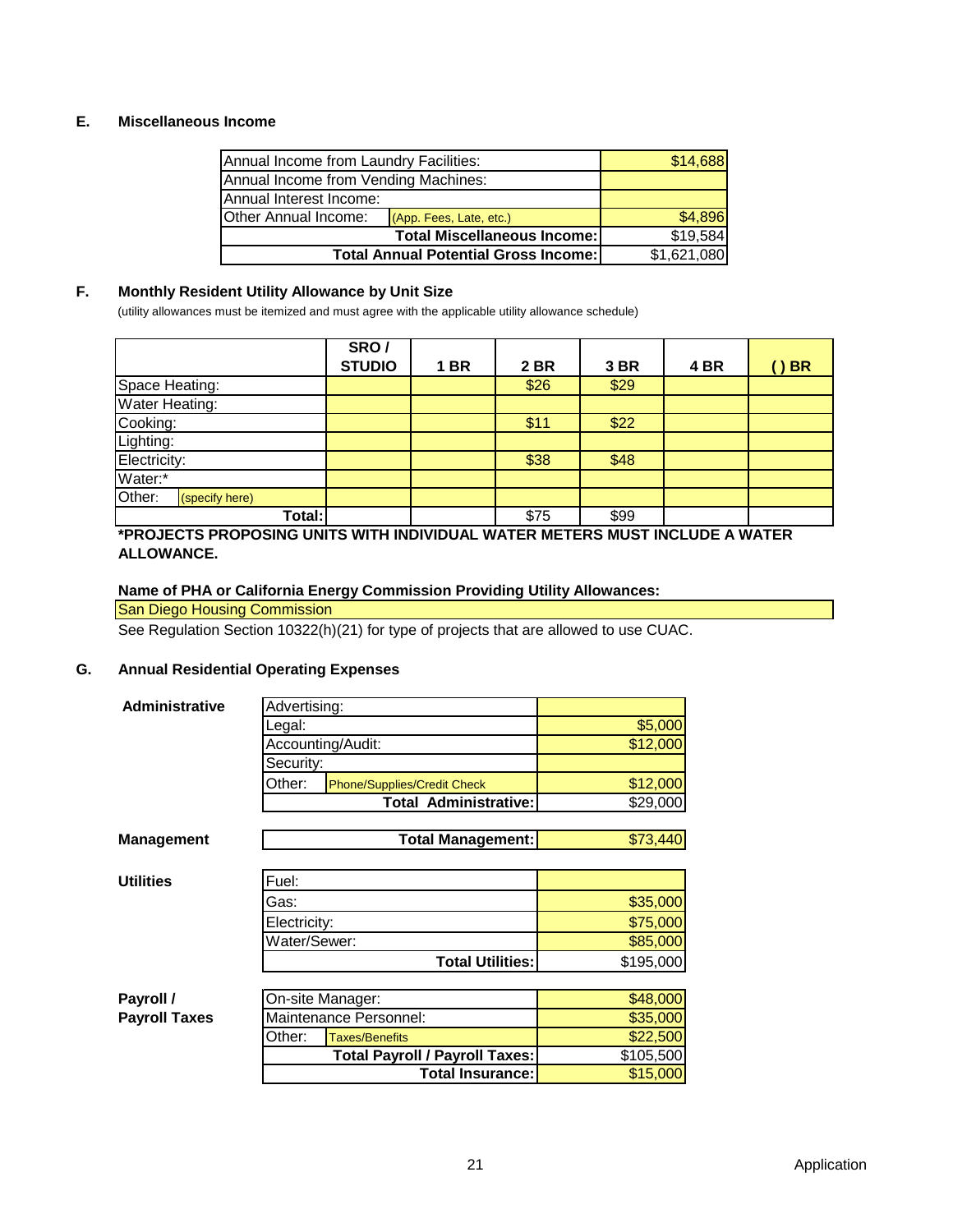### E. Miscellaneous Income

| | | |
|---|---|---|
| Annual Income from Laundry Facilities: | | $14,688 |
| Annual Income from Vending Machines: | | |
| Annual Interest Income: | | |
| Other Annual Income: | (App. Fees, Late, etc.) | $4,896 |
| | **Total Miscellaneous Income:** | $19,584 |
| | **Total Annual Potential Gross Income:** | $1,621,080 |

### F. Monthly Resident Utility Allowance by Unit Size

(utility allowances must be itemized and must agree with the applicable utility allowance schedule)

| | SRO / STUDIO | 1 BR | 2 BR | 3 BR | 4 BR | ( ) BR |
|---|---|---|---|---|---|---|
| Space Heating: | | | $26 | $29 | | |
| Water Heating: | | | | | | |
| Cooking: | | | $11 | $22 | | |
| Lighting: | | | | | | |
| Electricity: | | | $38 | $48 | | |
| Water:* | | | | | | |
| Other: (specify here) | | | | | | |
| **Total:** | | | $75 | $99 | | |

**\*PROJECTS PROPOSING UNITS WITH INDIVIDUAL WATER METERS MUST INCLUDE A WATER ALLOWANCE.**

**Name of PHA or California Energy Commission Providing Utility Allowances:**

San Diego Housing Commission

See Regulation Section 10322(h)(21) for type of projects that are allowed to use CUAC.

### G. Annual Residential Operating Expenses

**Administrative**

| | | |
|---|---|---|
| Advertising: | | |
| Legal: | | $5,000 |
| Accounting/Audit: | | $12,000 |
| Security: | | |
| Other: | Phone/Supplies/Credit Check | $12,000 |
| | **Total Administrative:** | $29,000 |

**Management**

| | |
|---|---|
| **Total Management:** | $73,440 |

**Utilities**

| | |
|---|---|
| Fuel: | |
| Gas: | $35,000 |
| Electricity: | $75,000 |
| Water/Sewer: | $85,000 |
| **Total Utilities:** | $195,000 |

**Payroll / Payroll Taxes**

| | | |
|---|---|---|
| On-site Manager: | | $48,000 |
| Maintenance Personnel: | | $35,000 |
| Other: | Taxes/Benefits | $22,500 |
| | **Total Payroll / Payroll Taxes:** | $105,500 |
| | **Total Insurance:** | $15,000 |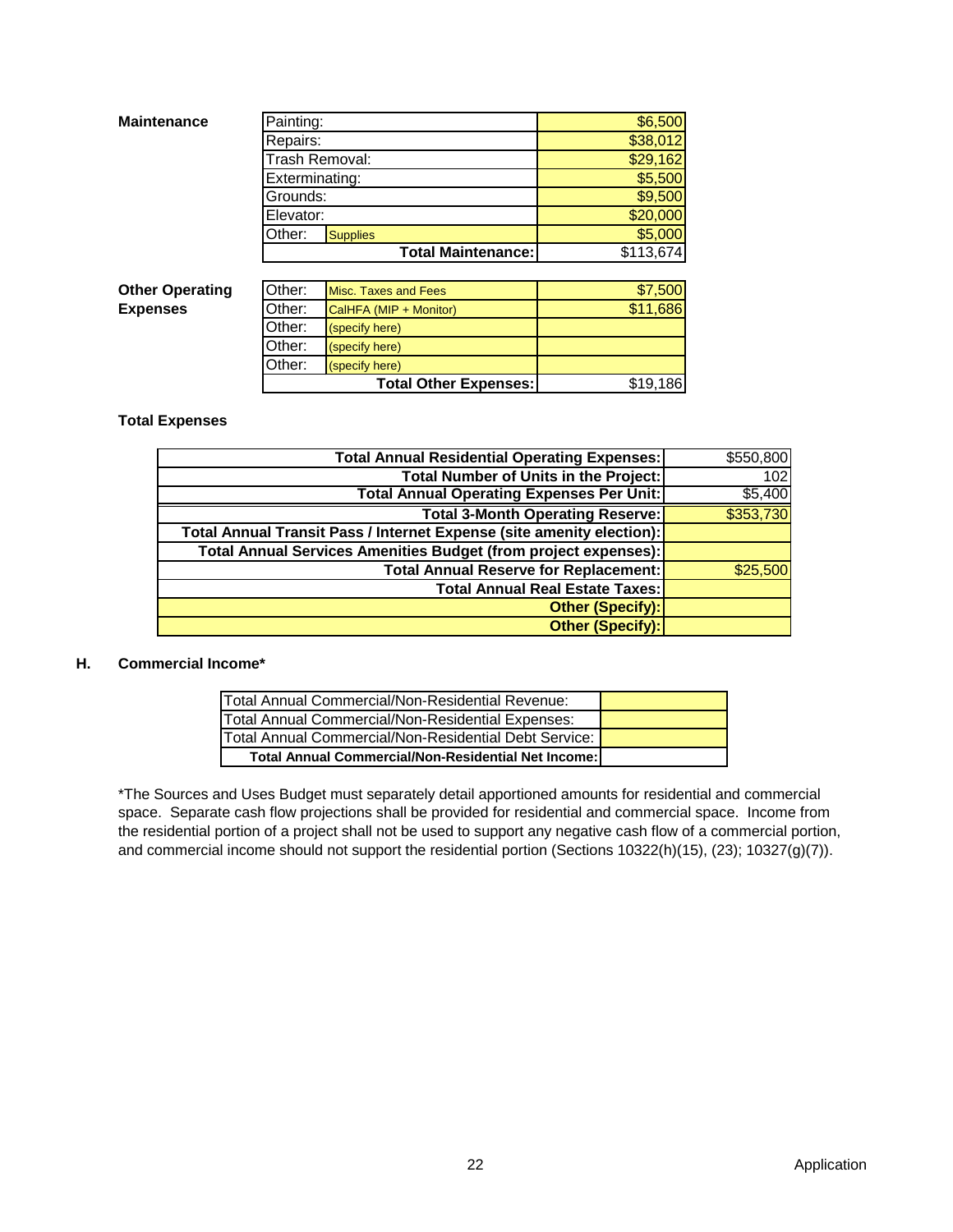**Maintenance**

| Item | Description | Amount |
|---|---|---|
| Painting: | | $6,500 |
| Repairs: | | $38,012 |
| Trash Removal: | | $29,162 |
| Exterminating: | | $5,500 |
| Grounds: | | $9,500 |
| Elevator: | | $20,000 |
| Other: | Supplies | $5,000 |
| | **Total Maintenance:** | $113,674 |

**Other Operating Expenses**

| Item | Description | Amount |
|---|---|---|
| Other: | Misc. Taxes and Fees | $7,500 |
| Other: | CalHFA (MIP + Monitor) | $11,686 |
| Other: | (specify here) | |
| Other: | (specify here) | |
| Other: | (specify here) | |
| | **Total Other Expenses:** | $19,186 |

**Total Expenses**

| Item | Amount |
|---|---|
| **Total Annual Residential Operating Expenses:** | $550,800 |
| **Total Number of Units in the Project:** | 102 |
| **Total Annual Operating Expenses Per Unit:** | $5,400 |
| **Total 3-Month Operating Reserve:** | $353,730 |
| **Total Annual Transit Pass / Internet Expense (site amenity election):** | |
| **Total Annual Services Amenities Budget (from project expenses):** | |
| **Total Annual Reserve for Replacement:** | $25,500 |
| **Total Annual Real Estate Taxes:** | |
| **Other (Specify):** | |
| **Other (Specify):** | |

## H. Commercial Income*

| Item | Amount |
|---|---|
| Total Annual Commercial/Non-Residential Revenue: | |
| Total Annual Commercial/Non-Residential Expenses: | |
| Total Annual Commercial/Non-Residential Debt Service: | |
| **Total Annual Commercial/Non-Residential Net Income:** | |

*The Sources and Uses Budget must separately detail apportioned amounts for residential and commercial space. Separate cash flow projections shall be provided for residential and commercial space. Income from the residential portion of a project shall not be used to support any negative cash flow of a commercial portion, and commercial income should not support the residential portion (Sections 10322(h)(15), (23); 10327(g)(7)).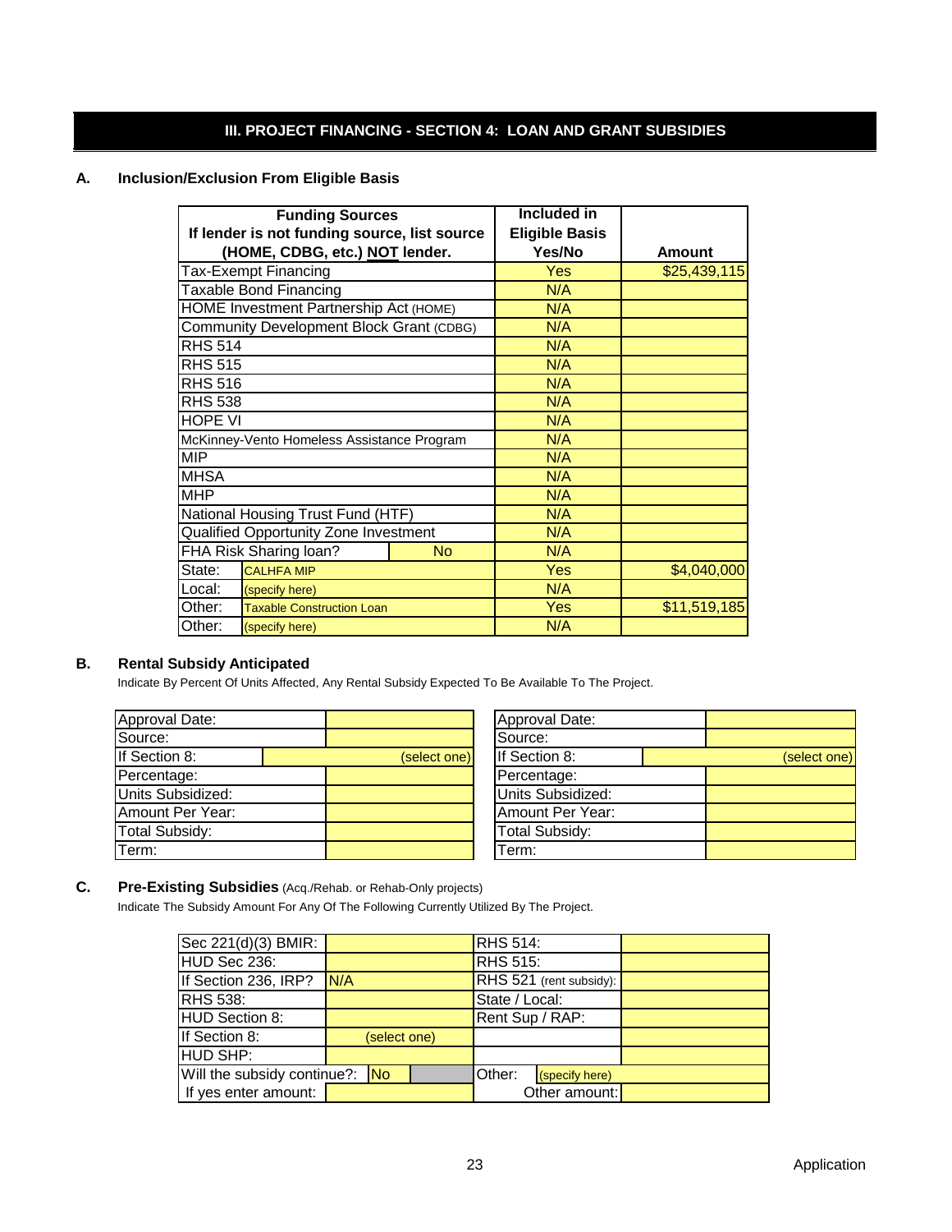## III. PROJECT FINANCING - SECTION 4: LOAN AND GRANT SUBSIDIES

### A. Inclusion/Exclusion From Eligible Basis

| Funding Sources If lender is not funding source, list source (HOME, CDBG, etc.) NOT lender. | | Included in Eligible Basis Yes/No | Amount |
|---|---|---|---|
| Tax-Exempt Financing | | Yes | $25,439,115 |
| Taxable Bond Financing | | N/A | |
| HOME Investment Partnership Act (HOME) | | N/A | |
| Community Development Block Grant (CDBG) | | N/A | |
| RHS 514 | | N/A | |
| RHS 515 | | N/A | |
| RHS 516 | | N/A | |
| RHS 538 | | N/A | |
| HOPE VI | | N/A | |
| McKinney-Vento Homeless Assistance Program | | N/A | |
| MIP | | N/A | |
| MHSA | | N/A | |
| MHP | | N/A | |
| National Housing Trust Fund (HTF) | | N/A | |
| Qualified Opportunity Zone Investment | | N/A | |
| FHA Risk Sharing loan? | No | N/A | |
| State: | CALHFA MIP | Yes | $4,040,000 |
| Local: | (specify here) | N/A | |
| Other: | Taxable Construction Loan | Yes | $11,519,185 |
| Other: | (specify here) | N/A | |

### B. Rental Subsidy Anticipated

Indicate By Percent Of Units Affected, Any Rental Subsidy Expected To Be Available To The Project.

| | | | |
|---|---|---|---|
| Approval Date: | | Approval Date: | |
| Source: | | Source: | |
| If Section 8: | (select one) | If Section 8: | (select one) |
| Percentage: | | Percentage: | |
| Units Subsidized: | | Units Subsidized: | |
| Amount Per Year: | | Amount Per Year: | |
| Total Subsidy: | | Total Subsidy: | |
| Term: | | Term: | |

### C. Pre-Existing Subsidies (Acq./Rehab. or Rehab-Only projects)

Indicate The Subsidy Amount For Any Of The Following Currently Utilized By The Project.

| | | | |
|---|---|---|---|
| Sec 221(d)(3) BMIR: | | RHS 514: | |
| HUD Sec 236: | | RHS 515: | |
| If Section 236, IRP? | N/A | RHS 521 (rent subsidy): | |
| RHS 538: | | State / Local: | |
| HUD Section 8: | | Rent Sup / RAP: | |
| If Section 8: | (select one) | | |
| HUD SHP: | | | |
| Will the subsidy continue?: | No | Other: (specify here) | |
| If yes enter amount: | | Other amount: | |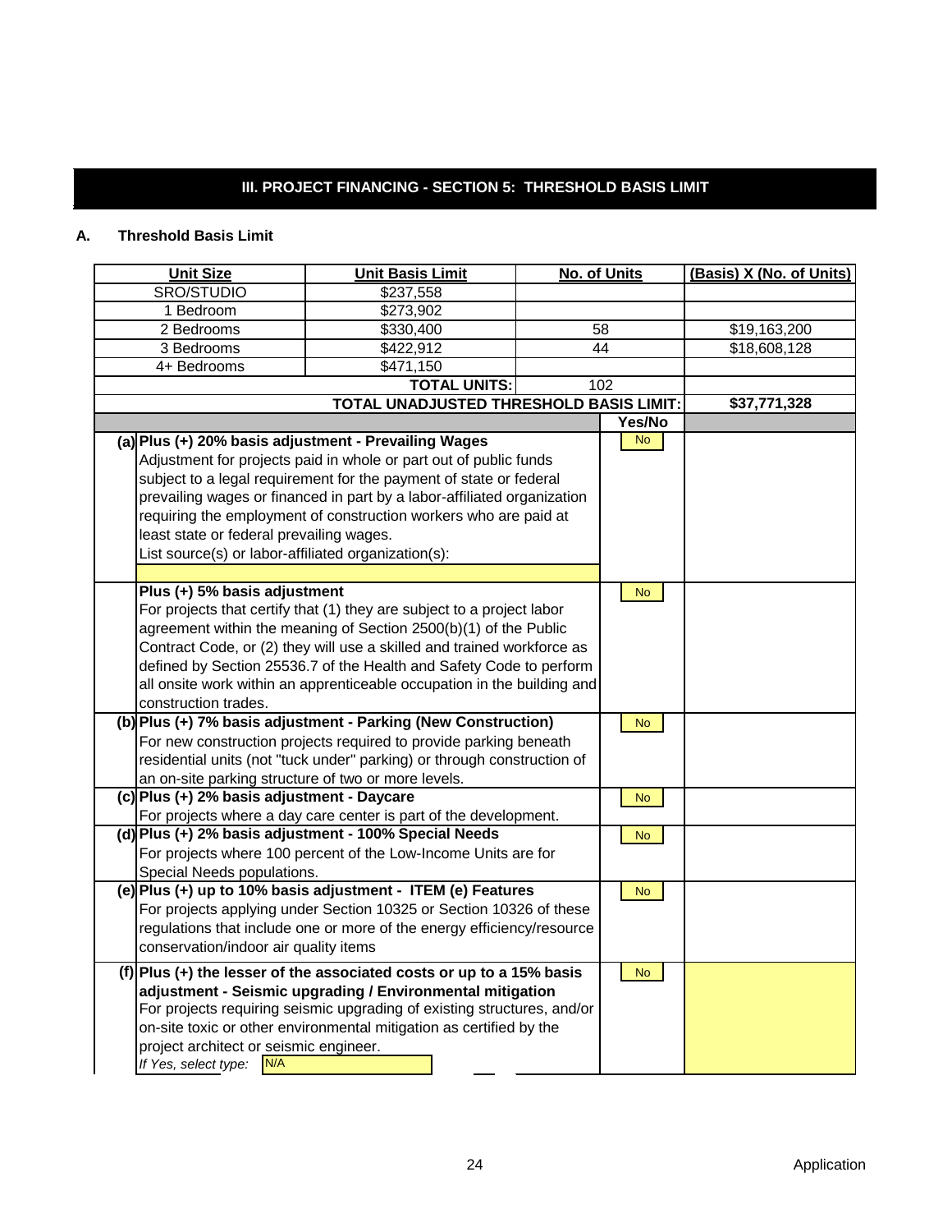## III. PROJECT FINANCING - SECTION 5: THRESHOLD BASIS LIMIT

### A. Threshold Basis Limit

| Unit Size | Unit Basis Limit | No. of Units | (Basis) X (No. of Units) |
|---|---|---|---|
| SRO/STUDIO | $237,558 | | |
| 1 Bedroom | $273,902 | | |
| 2 Bedrooms | $330,400 | 58 | $19,163,200 |
| 3 Bedrooms | $422,912 | 44 | $18,608,128 |
| 4+ Bedrooms | $471,150 | | |
| | TOTAL UNITS: | 102 | |
| | TOTAL UNADJUSTED THRESHOLD BASIS LIMIT: | | $37,771,328 |

| | Adjustment | Yes/No | |
|---|---|---|---|
| (a) | **Plus (+) 20% basis adjustment - Prevailing Wages**<br>Adjustment for projects paid in whole or part out of public funds subject to a legal requirement for the payment of state or federal prevailing wages or financed in part by a labor-affiliated organization requiring the employment of construction workers who are paid at least state or federal prevailing wages.<br>List source(s) or labor-affiliated organization(s): | No | |
| | **Plus (+) 5% basis adjustment**<br>For projects that certify that (1) they are subject to a project labor agreement within the meaning of Section 2500(b)(1) of the Public Contract Code, or (2) they will use a skilled and trained workforce as defined by Section 25536.7 of the Health and Safety Code to perform all onsite work within an apprenticeable occupation in the building and construction trades. | No | |
| (b) | **Plus (+) 7% basis adjustment - Parking (New Construction)**<br>For new construction projects required to provide parking beneath residential units (not "tuck under" parking) or through construction of an on-site parking structure of two or more levels. | No | |
| (c) | **Plus (+) 2% basis adjustment - Daycare**<br>For projects where a day care center is part of the development. | No | |
| (d) | **Plus (+) 2% basis adjustment - 100% Special Needs**<br>For projects where 100 percent of the Low-Income Units are for Special Needs populations. | No | |
| (e) | **Plus (+) up to 10% basis adjustment - ITEM (e) Features**<br>For projects applying under Section 10325 or Section 10326 of these regulations that include one or more of the energy efficiency/resource conservation/indoor air quality items | No | |
| (f) | **Plus (+) the lesser of the associated costs or up to a 15% basis adjustment - Seismic upgrading / Environmental mitigation**<br>For projects requiring seismic upgrading of existing structures, and/or on-site toxic or other environmental mitigation as certified by the project architect or seismic engineer.<br>*If Yes, select type:* N/A | No | |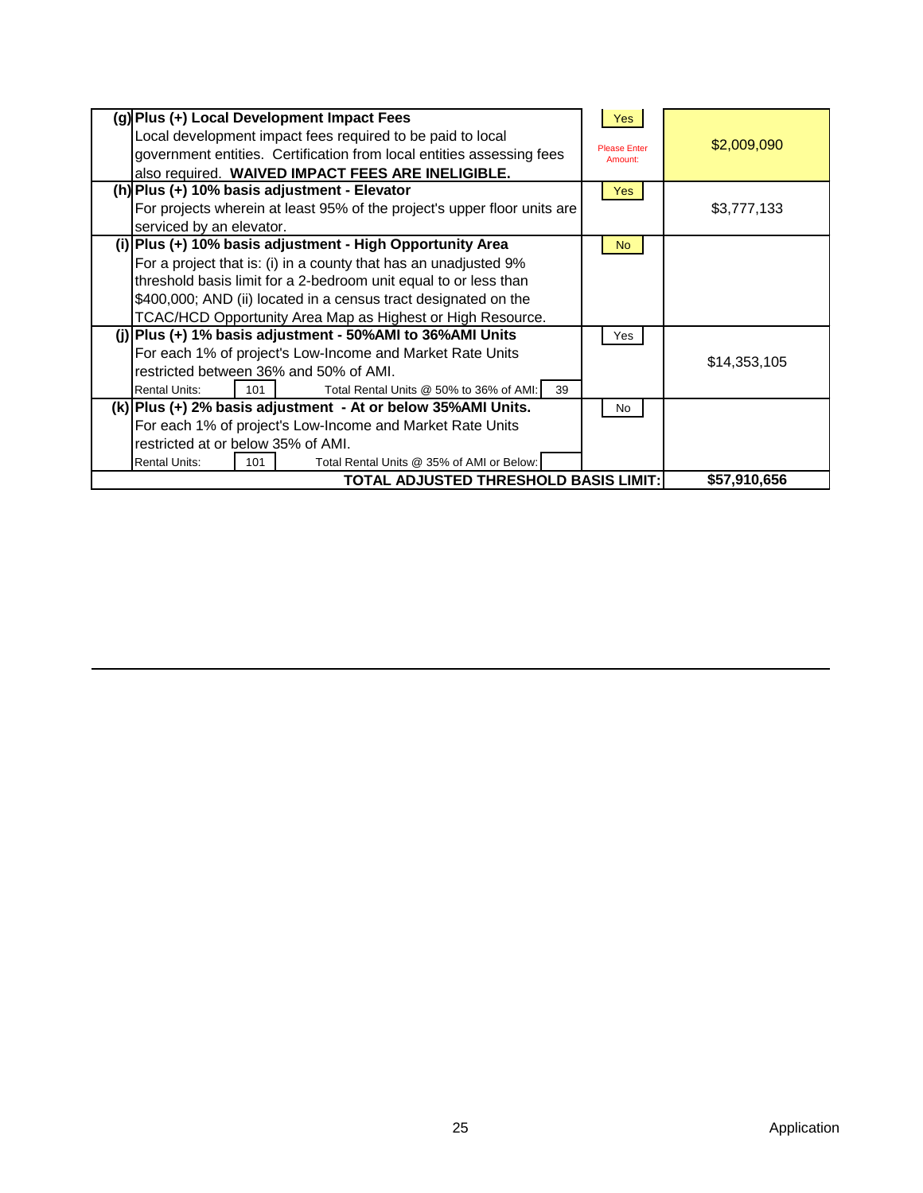| | | | |
|---|---|---|---|
| (g) | **Plus (+) Local Development Impact Fees**<br>Local development impact fees required to be paid to local government entities. Certification from local entities assessing fees also required. **WAIVED IMPACT FEES ARE INELIGIBLE.** | Yes<br>Please Enter Amount: | $2,009,090 |
| (h) | **Plus (+) 10% basis adjustment - Elevator**<br>For projects wherein at least 95% of the project's upper floor units are serviced by an elevator. | Yes | $3,777,133 |
| (i) | **Plus (+) 10% basis adjustment - High Opportunity Area**<br>For a project that is: (i) in a county that has an unadjusted 9% threshold basis limit for a 2-bedroom unit equal to or less than $400,000; AND (ii) located in a census tract designated on the TCAC/HCD Opportunity Area Map as Highest or High Resource. | No | |
| (j) | **Plus (+) 1% basis adjustment - 50%AMI to 36%AMI Units**<br>For each 1% of project's Low-Income and Market Rate Units restricted between 36% and 50% of AMI.<br>Rental Units: 101 Total Rental Units @ 50% to 36% of AMI: 39 | Yes | $14,353,105 |
| (k) | **Plus (+) 2% basis adjustment - At or below 35%AMI Units.**<br>For each 1% of project's Low-Income and Market Rate Units restricted at or below 35% of AMI.<br>Rental Units: 101 Total Rental Units @ 35% of AMI or Below: | No | |
| | **TOTAL ADJUSTED THRESHOLD BASIS LIMIT:** | | **$57,910,656** |

Application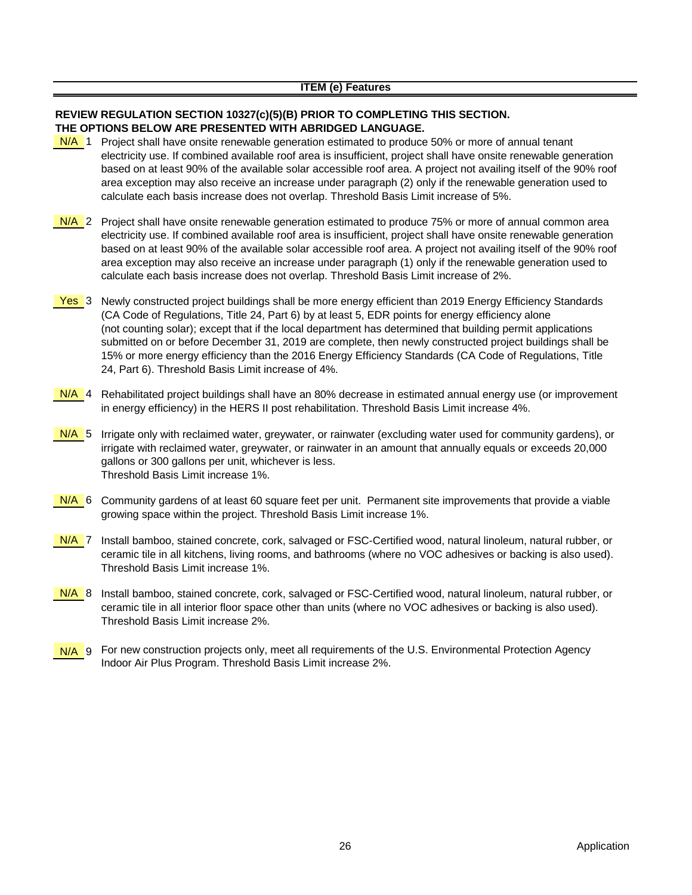## ITEM (e) Features

**REVIEW REGULATION SECTION 10327(c)(5)(B) PRIOR TO COMPLETING THIS SECTION.**
**THE OPTIONS BELOW ARE PRESENTED WITH ABRIDGED LANGUAGE.**

N/A 1 Project shall have onsite renewable generation estimated to produce 50% or more of annual tenant electricity use. If combined available roof area is insufficient, project shall have onsite renewable generation based on at least 90% of the available solar accessible roof area. A project not availing itself of the 90% roof area exception may also receive an increase under paragraph (2) only if the renewable generation used to calculate each basis increase does not overlap. Threshold Basis Limit increase of 5%.

N/A 2 Project shall have onsite renewable generation estimated to produce 75% or more of annual common area electricity use. If combined available roof area is insufficient, project shall have onsite renewable generation based on at least 90% of the available solar accessible roof area. A project not availing itself of the 90% roof area exception may also receive an increase under paragraph (1) only if the renewable generation used to calculate each basis increase does not overlap. Threshold Basis Limit increase of 2%.

Yes 3 Newly constructed project buildings shall be more energy efficient than 2019 Energy Efficiency Standards (CA Code of Regulations, Title 24, Part 6) by at least 5, EDR points for energy efficiency alone (not counting solar); except that if the local department has determined that building permit applications submitted on or before December 31, 2019 are complete, then newly constructed project buildings shall be 15% or more energy efficiency than the 2016 Energy Efficiency Standards (CA Code of Regulations, Title 24, Part 6). Threshold Basis Limit increase of 4%.

N/A 4 Rehabilitated project buildings shall have an 80% decrease in estimated annual energy use (or improvement in energy efficiency) in the HERS II post rehabilitation. Threshold Basis Limit increase 4%.

N/A 5 Irrigate only with reclaimed water, greywater, or rainwater (excluding water used for community gardens), or irrigate with reclaimed water, greywater, or rainwater in an amount that annually equals or exceeds 20,000 gallons or 300 gallons per unit, whichever is less.
Threshold Basis Limit increase 1%.

N/A 6 Community gardens of at least 60 square feet per unit. Permanent site improvements that provide a viable growing space within the project. Threshold Basis Limit increase 1%.

N/A 7 Install bamboo, stained concrete, cork, salvaged or FSC-Certified wood, natural linoleum, natural rubber, or ceramic tile in all kitchens, living rooms, and bathrooms (where no VOC adhesives or backing is also used). Threshold Basis Limit increase 1%.

N/A 8 Install bamboo, stained concrete, cork, salvaged or FSC-Certified wood, natural linoleum, natural rubber, or ceramic tile in all interior floor space other than units (where no VOC adhesives or backing is also used). Threshold Basis Limit increase 2%.

N/A 9 For new construction projects only, meet all requirements of the U.S. Environmental Protection Agency Indoor Air Plus Program. Threshold Basis Limit increase 2%.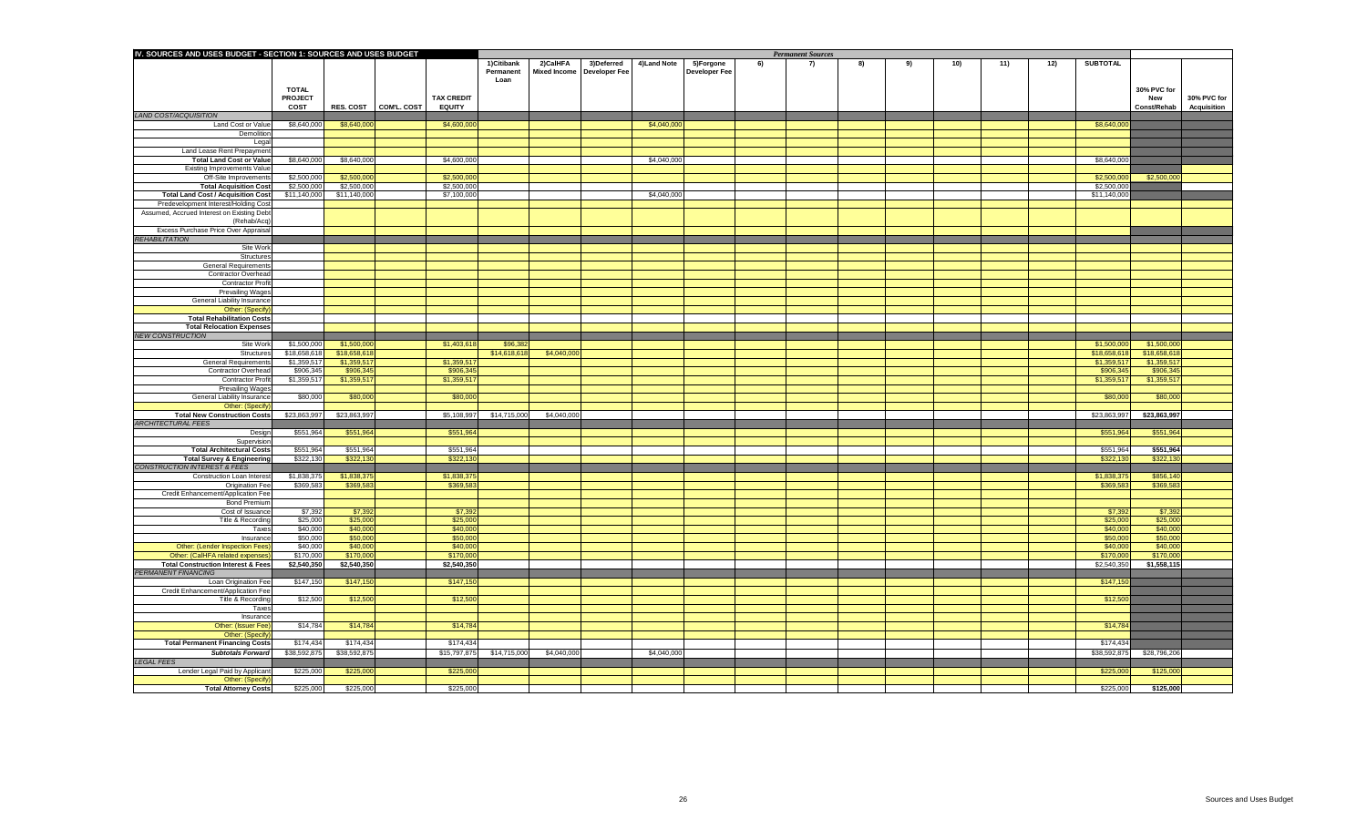| IV. SOURCES AND USES BUDGET - SECTION 1: SOURCES AND USES BUDGET | TOTAL PROJECT COST | RES. COST | COM'L. COST | TAX CREDIT EQUITY | 1)Citibank Permanent Loan | 2)CalHFA Mixed Income | 3)Deferred Developer Fee | 4)Land Note | 5)Forgone Developer Fee | 6) | 7) | 8) | 9) | 10) | 11) | 12) | SUBTOTAL | 30% PVC for New Const/Rehab | 30% PVC for Acquisition |
|---|---|---|---|---|---|---|---|---|---|---|---|---|---|---|---|---|---|---|---|
| | | | | | *Permanent Sources* | | | | | | | | | | | | | | |
| *LAND COST/ACQUISITION* | | | | | | | | | | | | | | | | | | | |
| Land Cost or Value | $8,640,000 | $8,640,000 | | $4,600,000 | | | | $4,040,000 | | | | | | | | | $8,640,000 | | |
| Demolition | | | | | | | | | | | | | | | | | | | |
| Legal | | | | | | | | | | | | | | | | | | | |
| Land Lease Rent Prepayment | | | | | | | | | | | | | | | | | | | |
| **Total Land Cost or Value** | $8,640,000 | $8,640,000 | | $4,600,000 | | | | $4,040,000 | | | | | | | | | $8,640,000 | | |
| Existing Improvements Value | | | | | | | | | | | | | | | | | | | |
| Off-Site Improvements | $2,500,000 | $2,500,000 | | $2,500,000 | | | | | | | | | | | | | $2,500,000 | $2,500,000 | |
| **Total Acquisition Cost** | $2,500,000 | $2,500,000 | | $2,500,000 | | | | | | | | | | | | | $2,500,000 | | |
| **Total Land Cost / Acquisition Cost** | $11,140,000 | $11,140,000 | | $7,100,000 | | | | $4,040,000 | | | | | | | | | $11,140,000 | | |
| Predevelopment Interest/Holding Cost | | | | | | | | | | | | | | | | | | | |
| Assumed, Accrued Interest on Existing Debt (Rehab/Acq) | | | | | | | | | | | | | | | | | | | |
| Excess Purchase Price Over Appraisal | | | | | | | | | | | | | | | | | | | |
| *REHABILITATION* | | | | | | | | | | | | | | | | | | | |
| Site Work | | | | | | | | | | | | | | | | | | | |
| Structures | | | | | | | | | | | | | | | | | | | |
| General Requirements | | | | | | | | | | | | | | | | | | | |
| Contractor Overhead | | | | | | | | | | | | | | | | | | | |
| Contractor Profit | | | | | | | | | | | | | | | | | | | |
| Prevailing Wages | | | | | | | | | | | | | | | | | | | |
| General Liability Insurance | | | | | | | | | | | | | | | | | | | |
| Other: (Specify) | | | | | | | | | | | | | | | | | | | |
| **Total Rehabilitation Costs** | | | | | | | | | | | | | | | | | | | |
| **Total Relocation Expenses** | | | | | | | | | | | | | | | | | | | |
| *NEW CONSTRUCTION* | | | | | | | | | | | | | | | | | | | |
| Site Work | $1,500,000 | $1,500,000 | | $1,403,618 | $96,382 | | | | | | | | | | | | $1,500,000 | $1,500,000 | |
| Structures | $18,658,618 | $18,658,618 | | | $14,618,618 | $4,040,000 | | | | | | | | | | | $18,658,618 | $18,658,618 | |
| General Requirements | $1,359,517 | $1,359,517 | | $1,359,517 | | | | | | | | | | | | | $1,359,517 | $1,359,517 | |
| Contractor Overhead | $906,345 | $906,345 | | $906,345 | | | | | | | | | | | | | $906,345 | $906,345 | |
| Contractor Profit | $1,359,517 | $1,359,517 | | $1,359,517 | | | | | | | | | | | | | $1,359,517 | $1,359,517 | |
| Prevailing Wages | | | | | | | | | | | | | | | | | | | |
| General Liability Insurance | $80,000 | $80,000 | | $80,000 | | | | | | | | | | | | | $80,000 | $80,000 | |
| Other: (Specify) | | | | | | | | | | | | | | | | | | | |
| **Total New Construction Costs** | $23,863,997 | $23,863,997 | | $5,108,997 | $14,715,000 | $4,040,000 | | | | | | | | | | | $23,863,997 | $23,863,997 | |
| *ARCHITECTURAL FEES* | | | | | | | | | | | | | | | | | | | |
| Design | $551,964 | $551,964 | | $551,964 | | | | | | | | | | | | | $551,964 | $551,964 | |
| Supervision | | | | | | | | | | | | | | | | | | | |
| **Total Architectural Costs** | $551,964 | $551,964 | | $551,964 | | | | | | | | | | | | | $551,964 | $551,964 | |
| **Total Survey & Engineering** | $322,130 | $322,130 | | $322,130 | | | | | | | | | | | | | $322,130 | $322,130 | |
| *CONSTRUCTION INTEREST & FEES* | | | | | | | | | | | | | | | | | | | |
| Construction Loan Interest | $1,838,375 | $1,838,375 | | $1,838,375 | | | | | | | | | | | | | $1,838,375 | $856,140 | |
| Origination Fee | $369,583 | $369,583 | | $369,583 | | | | | | | | | | | | | $369,583 | $369,583 | |
| Credit Enhancement/Application Fee | | | | | | | | | | | | | | | | | | | |
| Bond Premium | | | | | | | | | | | | | | | | | | | |
| Cost of Issuance | $7,392 | $7,392 | | $7,392 | | | | | | | | | | | | | $7,392 | $7,392 | |
| Title & Recording | $25,000 | $25,000 | | $25,000 | | | | | | | | | | | | | $25,000 | $25,000 | |
| Taxes | $40,000 | $40,000 | | $40,000 | | | | | | | | | | | | | $40,000 | $40,000 | |
| Insurance | $50,000 | $50,000 | | $50,000 | | | | | | | | | | | | | $50,000 | $50,000 | |
| Other: (Lender Inspection Fees) | $40,000 | $40,000 | | $40,000 | | | | | | | | | | | | | $40,000 | $40,000 | |
| Other: (CalHFA related expenses) | $170,000 | $170,000 | | $170,000 | | | | | | | | | | | | | $170,000 | $170,000 | |
| **Total Construction Interest & Fees** | $2,540,350 | $2,540,350 | | $2,540,350 | | | | | | | | | | | | | $2,540,350 | $1,558,115 | |
| *PERMANENT FINANCING* | | | | | | | | | | | | | | | | | | | |
| Loan Origination Fee | $147,150 | $147,150 | | $147,150 | | | | | | | | | | | | | $147,150 | | |
| Credit Enhancement/Application Fee | | | | | | | | | | | | | | | | | | | |
| Title & Recording | $12,500 | $12,500 | | $12,500 | | | | | | | | | | | | | $12,500 | | |
| Taxes | | | | | | | | | | | | | | | | | | | |
| Insurance | | | | | | | | | | | | | | | | | | | |
| Other: (Issuer Fee) | $14,784 | $14,784 | | $14,784 | | | | | | | | | | | | | $14,784 | | |
| Other: (Specify) | | | | | | | | | | | | | | | | | | | |
| **Total Permanent Financing Costs** | $174,434 | $174,434 | | $174,434 | | | | | | | | | | | | | $174,434 | | |
| ***Subtotals Forward*** | $38,592,875 | $38,592,875 | | $15,797,875 | $14,715,000 | $4,040,000 | | $4,040,000 | | | | | | | | | $38,592,875 | $28,796,206 | |
| *LEGAL FEES* | | | | | | | | | | | | | | | | | | | |
| Lender Legal Paid by Applicant | $225,000 | $225,000 | | $225,000 | | | | | | | | | | | | | $225,000 | $125,000 | |
| Other: (Specify) | | | | | | | | | | | | | | | | | | | |
| **Total Attorney Costs** | $225,000 | $225,000 | | $225,000 | | | | | | | | | | | | | $225,000 | $125,000 | |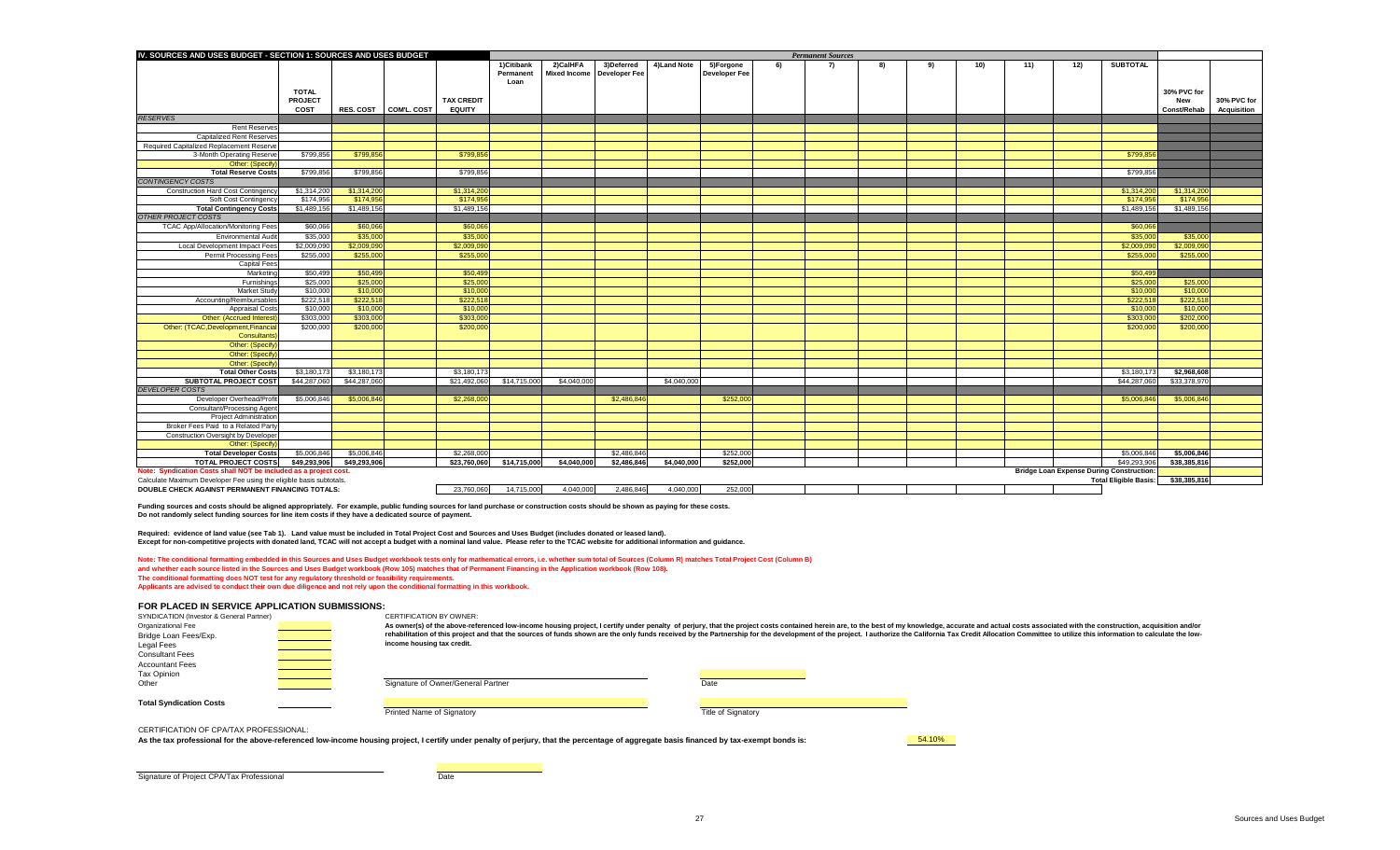## IV. SOURCES AND USES BUDGET - SECTION 1: SOURCES AND USES BUDGET

*Permanent Sources*

| | TOTAL PROJECT COST | RES. COST | COM'L. COST | TAX CREDIT EQUITY | 1)Citibank Permanent Loan | 2)CalHFA Mixed Income | 3)Deferred Developer Fee | 4)Land Note | 5)Forgone Developer Fee | 6) | 7) | 8) | 9) | 10) | 11) | 12) | SUBTOTAL | 30% PVC for New Const/Rehab | 30% PVC for Acquisition |
|---|---|---|---|---|---|---|---|---|---|---|---|---|---|---|---|---|---|---|---|
| *RESERVES* | | | | | | | | | | | | | | | | | | | |
| Rent Reserves | | | | | | | | | | | | | | | | | | | |
| Capitalized Rent Reserves | | | | | | | | | | | | | | | | | | | |
| Required Capitalized Replacement Reserve | | | | | | | | | | | | | | | | | | | |
| 3-Month Operating Reserve | $799,856 | $799,856 | | $799,856 | | | | | | | | | | | | | $799,856 | | |
| Other: (Specify) | | | | | | | | | | | | | | | | | | | |
| Total Reserve Costs | $799,856 | $799,856 | | $799,856 | | | | | | | | | | | | | $799,856 | | |
| *CONTINGENCY COSTS* | | | | | | | | | | | | | | | | | | | |
| Construction Hard Cost Contingency | $1,314,200 | $1,314,200 | | $1,314,200 | | | | | | | | | | | | | $1,314,200 | $1,314,200 | |
| Soft Cost Contingency | $174,956 | $174,956 | | $174,956 | | | | | | | | | | | | | $174,956 | $174,956 | |
| Total Contingency Costs | $1,489,156 | $1,489,156 | | $1,489,156 | | | | | | | | | | | | | $1,489,156 | $1,489,156 | |
| *OTHER PROJECT COSTS* | | | | | | | | | | | | | | | | | | | |
| TCAC App/Allocation/Monitoring Fees | $60,066 | $60,066 | | $60,066 | | | | | | | | | | | | | $60,066 | | |
| Environmental Audit | $35,000 | $35,000 | | $35,000 | | | | | | | | | | | | | $35,000 | $35,000 | |
| Local Development Impact Fees | $2,009,090 | $2,009,090 | | $2,009,090 | | | | | | | | | | | | | $2,009,090 | $2,009,090 | |
| Permit Processing Fees | $255,000 | $255,000 | | $255,000 | | | | | | | | | | | | | $255,000 | $255,000 | |
| Capital Fees | | | | | | | | | | | | | | | | | | | |
| Marketing | $50,499 | $50,499 | | $50,499 | | | | | | | | | | | | | $50,499 | | |
| Furnishings | $25,000 | $25,000 | | $25,000 | | | | | | | | | | | | | $25,000 | $25,000 | |
| Market Study | $10,000 | $10,000 | | $10,000 | | | | | | | | | | | | | $10,000 | $10,000 | |
| Accounting/Reimbursables | $222,518 | $222,518 | | $222,518 | | | | | | | | | | | | | $222,518 | $222,518 | |
| Appraisal Costs | $10,000 | $10,000 | | $10,000 | | | | | | | | | | | | | $10,000 | $10,000 | |
| Other: (Accrued Interest) | $303,000 | $303,000 | | $303,000 | | | | | | | | | | | | | $303,000 | $202,000 | |
| Other: (TCAC,Development,Financial Consultants) | $200,000 | $200,000 | | $200,000 | | | | | | | | | | | | | $200,000 | $200,000 | |
| Other: (Specify) | | | | | | | | | | | | | | | | | | | |
| Other: (Specify) | | | | | | | | | | | | | | | | | | | |
| Other: (Specify) | | | | | | | | | | | | | | | | | | | |
| Total Other Costs | $3,180,173 | $3,180,173 | | $3,180,173 | | | | | | | | | | | | | $3,180,173 | $2,968,608 | |
| SUBTOTAL PROJECT COST | $44,287,060 | $44,287,060 | | $21,492,060 | $14,715,000 | $4,040,000 | | $4,040,000 | | | | | | | | | $44,287,060 | $33,378,970 | |
| *DEVELOPER COSTS* | | | | | | | | | | | | | | | | | | | |
| Developer Overhead/Profit | $5,006,846 | $5,006,846 | | $2,268,000 | | | $2,486,846 | | $252,000 | | | | | | | | $5,006,846 | $5,006,846 | |
| Consultant/Processing Agent | | | | | | | | | | | | | | | | | | | |
| Project Administration | | | | | | | | | | | | | | | | | | | |
| Broker Fees Paid to a Related Party | | | | | | | | | | | | | | | | | | | |
| Construction Oversight by Developer | | | | | | | | | | | | | | | | | | | |
| Other: (Specify) | | | | | | | | | | | | | | | | | | | |
| Total Developer Costs | $5,006,846 | $5,006,846 | | $2,268,000 | | | $2,486,846 | | $252,000 | | | | | | | | $5,006,846 | $5,006,846 | |
| TOTAL PROJECT COSTS | $49,293,906 | $49,293,906 | | $23,760,060 | $14,715,000 | $4,040,000 | $2,486,846 | $4,040,000 | $252,000 | | | | | | | | $49,293,906 | $38,385,816 | |
| Note: Syndication Costs shall NOT be included as a project cost. | | | | | | | | | | | | | | | | | Bridge Loan Expense During Construction: | | |
| Calculate Maximum Developer Fee using the eligible basis subtotals. | | | | | | | | | | | | | | | | | Total Eligible Basis: | $38,385,816 | |
| DOUBLE CHECK AGAINST PERMANENT FINANCING TOTALS: | | | | 23,760,060 | 14,715,000 | 4,040,000 | 2,486,846 | 4,040,000 | 252,000 | | | | | | | | | | |

**Funding sources and costs should be aligned appropriately. For example, public funding sources for land purchase or construction costs should be shown as paying for these costs.**
**Do not randomly select funding sources for line item costs if they have a dedicated source of payment.**

**Required: evidence of land value (see Tab 1). Land value must be included in Total Project Cost and Sources and Uses Budget (includes donated or leased land).**
**Except for non-competitive projects with donated land, TCAC will not accept a budget with a nominal land value. Please refer to the TCAC website for additional information and guidance.**

**Note: The conditional formatting embedded in this Sources and Uses Budget workbook tests only for mathematical errors, i.e. whether sum total of Sources (Column R) matches Total Project Cost (Column B)**
**and whether each source listed in the Sources and Uses Budget workbook (Row 105) matches that of Permanent Financing in the Application workbook (Row 108).**
**The conditional formatting does NOT test for any regulatory threshold or feasibility requirements.**
**Applicants are advised to conduct their own due diligence and not rely upon the conditional formatting in this workbook.**

### FOR PLACED IN SERVICE APPLICATION SUBMISSIONS:

SYNDICATION (Investor & General Partner)
- Organizational Fee
- Bridge Loan Fees/Exp.
- Legal Fees
- Consultant Fees
- Accountant Fees
- Tax Opinion
- Other

**Total Syndication Costs**

CERTIFICATION BY OWNER:

**As owner(s) of the above-referenced low-income housing project, I certify under penalty of perjury, that the project costs contained herein are, to the best of my knowledge, accurate and actual costs associated with the construction, acquisition and/or rehabilitation of this project and that the sources of funds shown are the only funds received by the Partnership for the development of the project. I authorize the California Tax Credit Allocation Committee to utilize this information to calculate the low-income housing tax credit.**

Signature of Owner/General Partner &nbsp;&nbsp;&nbsp;&nbsp; Date

Printed Name of Signatory &nbsp;&nbsp;&nbsp;&nbsp; Title of Signatory

CERTIFICATION OF CPA/TAX PROFESSIONAL:

**As the tax professional for the above-referenced low-income housing project, I certify under penalty of perjury, that the percentage of aggregate basis financed by tax-exempt bonds is:** 54.10%

Signature of Project CPA/Tax Professional &nbsp;&nbsp;&nbsp;&nbsp; Date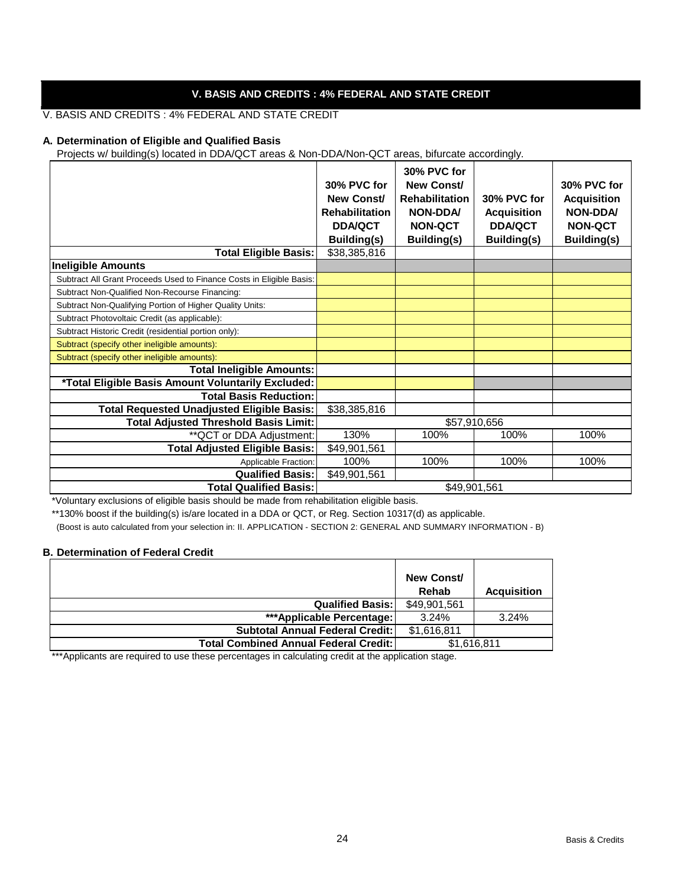## V. BASIS AND CREDITS : 4% FEDERAL AND STATE CREDIT

V. BASIS AND CREDITS : 4% FEDERAL AND STATE CREDIT

### A. Determination of Eligible and Qualified Basis

Projects w/ building(s) located in DDA/QCT areas & Non-DDA/Non-QCT areas, bifurcate accordingly.

| | 30% PVC for New Const/ Rehabilitation DDA/QCT Building(s) | 30% PVC for New Const/ Rehabilitation NON-DDA/ NON-QCT Building(s) | 30% PVC for Acquisition DDA/QCT Building(s) | 30% PVC for Acquisition NON-DDA/ NON-QCT Building(s) |
|---|---|---|---|---|
| **Total Eligible Basis:** | $38,385,816 | | | |
| **Ineligible Amounts** | | | | |
| Subtract All Grant Proceeds Used to Finance Costs in Eligible Basis: | | | | |
| Subtract Non-Qualified Non-Recourse Financing: | | | | |
| Subtract Non-Qualifying Portion of Higher Quality Units: | | | | |
| Subtract Photovoltaic Credit (as applicable): | | | | |
| Subtract Historic Credit (residential portion only): | | | | |
| Subtract (specify other ineligible amounts): | | | | |
| Subtract (specify other ineligible amounts): | | | | |
| **Total Ineligible Amounts:** | | | | |
| ***Total Eligible Basis Amount Voluntarily Excluded:** | | | | |
| **Total Basis Reduction:** | | | | |
| **Total Requested Unadjusted Eligible Basis:** | $38,385,816 | | | |
| **Total Adjusted Threshold Basis Limit:** | $57,910,656 | | | |
| **QCT or DDA Adjustment: | 130% | 100% | 100% | 100% |
| **Total Adjusted Eligible Basis:** | $49,901,561 | | | |
| Applicable Fraction: | 100% | 100% | 100% | 100% |
| **Qualified Basis:** | $49,901,561 | | | |
| **Total Qualified Basis:** | $49,901,561 | | | |

*Voluntary exclusions of eligible basis should be made from rehabilitation eligible basis.

**130% boost if the building(s) is/are located in a DDA or QCT, or Reg. Section 10317(d) as applicable.

(Boost is auto calculated from your selection in: II. APPLICATION - SECTION 2: GENERAL AND SUMMARY INFORMATION - B)

### B. Determination of Federal Credit

| | New Const/ Rehab | Acquisition |
|---|---|---|
| **Qualified Basis:** | $49,901,561 | |
| *****Applicable Percentage:** | 3.24% | 3.24% |
| **Subtotal Annual Federal Credit:** | $1,616,811 | |
| **Total Combined Annual Federal Credit:** | $1,616,811 | |

***Applicants are required to use these percentages in calculating credit at the application stage.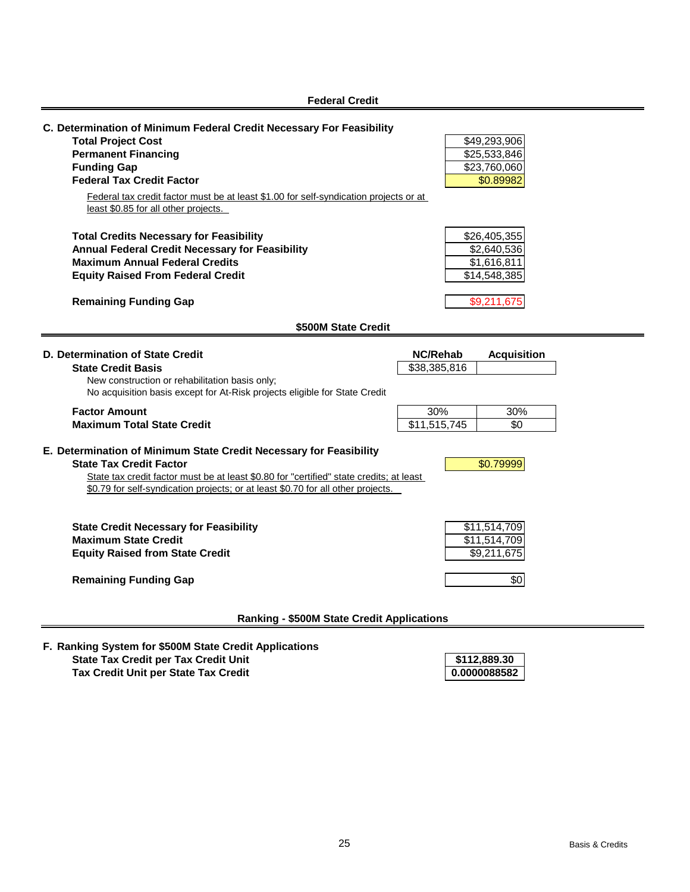## Federal Credit

**C. Determination of Minimum Federal Credit Necessary For Feasibility**

| | |
|---|---|
| **Total Project Cost** | $49,293,906 |
| **Permanent Financing** | $25,533,846 |
| **Funding Gap** | $23,760,060 |
| **Federal Tax Credit Factor** | $0.89982 |

Federal tax credit factor must be at least $1.00 for self-syndication projects or at least $0.85 for all other projects.

| | |
|---|---|
| **Total Credits Necessary for Feasibility** | $26,405,355 |
| **Annual Federal Credit Necessary for Feasibility** | $2,640,536 |
| **Maximum Annual Federal Credits** | $1,616,811 |
| **Equity Raised From Federal Credit** | $14,548,385 |
| **Remaining Funding Gap** | $9,211,675 |

## $500M State Credit

**D. Determination of State Credit**

| | NC/Rehab | Acquisition |
|---|---|---|
| **State Credit Basis** | $38,385,816 | |
| **Factor Amount** | 30% | 30% |
| **Maximum Total State Credit** | $11,515,745 | $0 |

New construction or rehabilitation basis only;
No acquisition basis except for At-Risk projects eligible for State Credit

**E. Determination of Minimum State Credit Necessary for Feasibility**

| | |
|---|---|
| **State Tax Credit Factor** | $0.79999 |

State tax credit factor must be at least $0.80 for "certified" state credits; at least $0.79 for self-syndication projects; or at least $0.70 for all other projects.

| | |
|---|---|
| **State Credit Necessary for Feasibility** | $11,514,709 |
| **Maximum State Credit** | $11,514,709 |
| **Equity Raised from State Credit** | $9,211,675 |
| **Remaining Funding Gap** | $0 |

## Ranking - $500M State Credit Applications

**F. Ranking System for $500M State Credit Applications**

| | |
|---|---|
| **State Tax Credit per Tax Credit Unit** | **$112,889.30** |
| **Tax Credit Unit per State Tax Credit** | **0.0000088582** |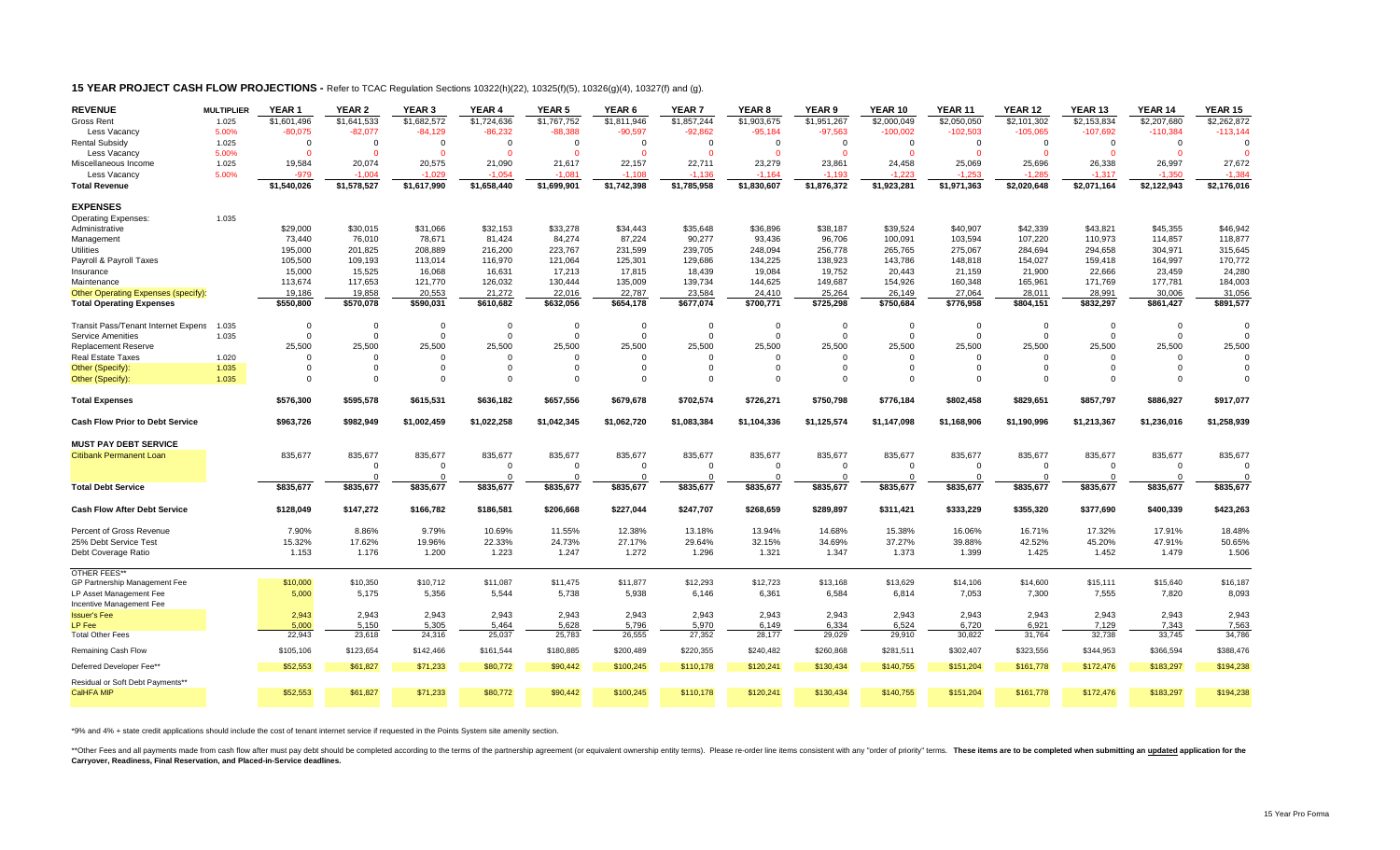**15 YEAR PROJECT CASH FLOW PROJECTIONS -** Refer to TCAC Regulation Sections 10322(h)(22), 10325(f)(5), 10326(g)(4), 10327(f) and (g).

| REVENUE | MULTIPLIER | YEAR 1 | YEAR 2 | YEAR 3 | YEAR 4 | YEAR 5 | YEAR 6 | YEAR 7 | YEAR 8 | YEAR 9 | YEAR 10 | YEAR 11 | YEAR 12 | YEAR 13 | YEAR 14 | YEAR 15 |
|---|---|---|---|---|---|---|---|---|---|---|---|---|---|---|---|---|
| Gross Rent | 1.025 | $1,601,496 | $1,641,533 | $1,682,572 | $1,724,636 | $1,767,752 | $1,811,946 | $1,857,244 | $1,903,675 | $1,951,267 | $2,000,049 | $2,050,050 | $2,101,302 | $2,153,834 | $2,207,680 | $2,262,872 |
| Less Vacancy | 5.00% | -80,075 | -82,077 | -84,129 | -86,232 | -88,388 | -90,597 | -92,862 | -95,184 | -97,563 | -100,002 | -102,503 | -105,065 | -107,692 | -110,384 | -113,144 |
| Rental Subsidy | 1.025 | 0 | 0 | 0 | 0 | 0 | 0 | 0 | 0 | 0 | 0 | 0 | 0 | 0 | 0 | 0 |
| Less Vacancy | 5.00% | 0 | 0 | 0 | 0 | 0 | 0 | 0 | 0 | 0 | 0 | 0 | 0 | 0 | 0 | 0 |
| Miscellaneous Income | 1.025 | 19,584 | 20,074 | 20,575 | 21,090 | 21,617 | 22,157 | 22,711 | 23,279 | 23,861 | 24,458 | 25,069 | 25,696 | 26,338 | 26,997 | 27,672 |
| Less Vacancy | 5.00% | -979 | -1,004 | -1,029 | -1,054 | -1,081 | -1,108 | -1,136 | -1,164 | -1,193 | -1,223 | -1,253 | -1,285 | -1,317 | -1,350 | -1,384 |
| **Total Revenue** | | **$1,540,026** | **$1,578,527** | **$1,617,990** | **$1,658,440** | **$1,699,901** | **$1,742,398** | **$1,785,958** | **$1,830,607** | **$1,876,372** | **$1,923,281** | **$1,971,363** | **$2,020,648** | **$2,071,164** | **$2,122,943** | **$2,176,016** |
| **EXPENSES** | | | | | | | | | | | | | | | | |
| Operating Expenses: | 1.035 | | | | | | | | | | | | | | | |
| Administrative | | $29,000 | $30,015 | $31,066 | $32,153 | $33,278 | $34,443 | $35,648 | $36,896 | $38,187 | $39,524 | $40,907 | $42,339 | $43,821 | $45,355 | $46,942 |
| Management | | 73,440 | 76,010 | 78,671 | 81,424 | 84,274 | 87,224 | 90,277 | 93,436 | 96,706 | 100,091 | 103,594 | 107,220 | 110,973 | 114,857 | 118,877 |
| Utilities | | 195,000 | 201,825 | 208,889 | 216,200 | 223,767 | 231,599 | 239,705 | 248,094 | 256,778 | 265,765 | 275,067 | 284,694 | 294,658 | 304,971 | 315,645 |
| Payroll & Payroll Taxes | | 105,500 | 109,193 | 113,014 | 116,970 | 121,064 | 125,301 | 129,686 | 134,225 | 138,923 | 143,786 | 148,818 | 154,027 | 159,418 | 164,997 | 170,772 |
| Insurance | | 15,000 | 15,525 | 16,068 | 16,631 | 17,213 | 17,815 | 18,439 | 19,084 | 19,752 | 20,443 | 21,159 | 21,900 | 22,666 | 23,459 | 24,280 |
| Maintenance | | 113,674 | 117,653 | 121,770 | 126,032 | 130,444 | 135,009 | 139,734 | 144,625 | 149,687 | 154,926 | 160,348 | 165,961 | 171,769 | 177,781 | 184,003 |
| Other Operating Expenses (specify): | | 19,186 | 19,858 | 20,553 | 21,272 | 22,016 | 22,787 | 23,584 | 24,410 | 25,264 | 26,149 | 27,064 | 28,011 | 28,991 | 30,006 | 31,056 |
| **Total Operating Expenses** | | **$550,800** | **$570,078** | **$590,031** | **$610,682** | **$632,056** | **$654,178** | **$677,074** | **$700,771** | **$725,298** | **$750,684** | **$776,958** | **$804,151** | **$832,297** | **$861,427** | **$891,577** |
| Transit Pass/Tenant Internet Expens | 1.035 | 0 | 0 | 0 | 0 | 0 | 0 | 0 | 0 | 0 | 0 | 0 | 0 | 0 | 0 | 0 |
| Service Amenities | 1.035 | 0 | 0 | 0 | 0 | 0 | 0 | 0 | 0 | 0 | 0 | 0 | 0 | 0 | 0 | 0 |
| Replacement Reserve | | 25,500 | 25,500 | 25,500 | 25,500 | 25,500 | 25,500 | 25,500 | 25,500 | 25,500 | 25,500 | 25,500 | 25,500 | 25,500 | 25,500 | 25,500 |
| Real Estate Taxes | 1.020 | 0 | 0 | 0 | 0 | 0 | 0 | 0 | 0 | 0 | 0 | 0 | 0 | 0 | 0 | 0 |
| Other (Specify): | 1.035 | 0 | 0 | 0 | 0 | 0 | 0 | 0 | 0 | 0 | 0 | 0 | 0 | 0 | 0 | 0 |
| Other (Specify): | 1.035 | 0 | 0 | 0 | 0 | 0 | 0 | 0 | 0 | 0 | 0 | 0 | 0 | 0 | 0 | 0 |
| **Total Expenses** | | **$576,300** | **$595,578** | **$615,531** | **$636,182** | **$657,556** | **$679,678** | **$702,574** | **$726,271** | **$750,798** | **$776,184** | **$802,458** | **$829,651** | **$857,797** | **$886,927** | **$917,077** |
| **Cash Flow Prior to Debt Service** | | **$963,726** | **$982,949** | **$1,002,459** | **$1,022,258** | **$1,042,345** | **$1,062,720** | **$1,083,384** | **$1,104,336** | **$1,125,574** | **$1,147,098** | **$1,168,906** | **$1,190,996** | **$1,213,367** | **$1,236,016** | **$1,258,939** |
| **MUST PAY DEBT SERVICE** | | | | | | | | | | | | | | | | |
| Citibank Permanent Loan | | 835,677 | 835,677 | 835,677 | 835,677 | 835,677 | 835,677 | 835,677 | 835,677 | 835,677 | 835,677 | 835,677 | 835,677 | 835,677 | 835,677 | 835,677 |
| | | | 0 | 0 | 0 | 0 | 0 | 0 | 0 | 0 | 0 | 0 | 0 | 0 | 0 | 0 |
| | | | 0 | 0 | 0 | 0 | 0 | 0 | 0 | 0 | 0 | 0 | 0 | 0 | 0 | 0 |
| **Total Debt Service** | | **$835,677** | **$835,677** | **$835,677** | **$835,677** | **$835,677** | **$835,677** | **$835,677** | **$835,677** | **$835,677** | **$835,677** | **$835,677** | **$835,677** | **$835,677** | **$835,677** | **$835,677** |
| **Cash Flow After Debt Service** | | **$128,049** | **$147,272** | **$166,782** | **$186,581** | **$206,668** | **$227,044** | **$247,707** | **$268,659** | **$289,897** | **$311,421** | **$333,229** | **$355,320** | **$377,690** | **$400,339** | **$423,263** |
| Percent of Gross Revenue | | 7.90% | 8.86% | 9.79% | 10.69% | 11.55% | 12.38% | 13.18% | 13.94% | 14.68% | 15.38% | 16.06% | 16.71% | 17.32% | 17.91% | 18.48% |
| 25% Debt Service Test | | 15.32% | 17.62% | 19.96% | 22.33% | 24.73% | 27.17% | 29.64% | 32.15% | 34.69% | 37.27% | 39.88% | 42.52% | 45.20% | 47.91% | 50.65% |
| Debt Coverage Ratio | | 1.153 | 1.176 | 1.200 | 1.223 | 1.247 | 1.272 | 1.296 | 1.321 | 1.347 | 1.373 | 1.399 | 1.425 | 1.452 | 1.479 | 1.506 |
| OTHER FEES** | | | | | | | | | | | | | | | | |
| GP Partnership Management Fee | | $10,000 | $10,350 | $10,712 | $11,087 | $11,475 | $11,877 | $12,293 | $12,723 | $13,168 | $13,629 | $14,106 | $14,600 | $15,111 | $15,640 | $16,187 |
| LP Asset Management Fee | | 5,000 | 5,175 | 5,356 | 5,544 | 5,738 | 5,938 | 6,146 | 6,361 | 6,584 | 6,814 | 7,053 | 7,300 | 7,555 | 7,820 | 8,093 |
| Incentive Management Fee | | | | | | | | | | | | | | | | |
| Issuer's Fee | | 2,943 | 2,943 | 2,943 | 2,943 | 2,943 | 2,943 | 2,943 | 2,943 | 2,943 | 2,943 | 2,943 | 2,943 | 2,943 | 2,943 | 2,943 |
| LP Fee | | 5,000 | 5,150 | 5,305 | 5,464 | 5,628 | 5,796 | 5,970 | 6,149 | 6,334 | 6,524 | 6,720 | 6,921 | 7,129 | 7,343 | 7,563 |
| Total Other Fees | | 22,943 | 23,618 | 24,316 | 25,037 | 25,783 | 26,555 | 27,352 | 28,177 | 29,029 | 29,910 | 30,822 | 31,764 | 32,738 | 33,745 | 34,786 |
| Remaining Cash Flow | | $105,106 | $123,654 | $142,466 | $161,544 | $180,885 | $200,489 | $220,355 | $240,482 | $260,868 | $281,511 | $302,407 | $323,556 | $344,953 | $366,594 | $388,476 |
| Deferred Developer Fee** | | $52,553 | $61,827 | $71,233 | $80,772 | $90,442 | $100,245 | $110,178 | $120,241 | $130,434 | $140,755 | $151,204 | $161,778 | $172,476 | $183,297 | $194,238 |
| Residual or Soft Debt Payments** | | | | | | | | | | | | | | | | |
| CalHFA MIP | | $52,553 | $61,827 | $71,233 | $80,772 | $90,442 | $100,245 | $110,178 | $120,241 | $130,434 | $140,755 | $151,204 | $161,778 | $172,476 | $183,297 | $194,238 |

*9% and 4% + state credit applications should include the cost of tenant internet service if requested in the Points System site amenity section.

**Other Fees and all payments made from cash flow after must pay debt should be completed according to the terms of the partnership agreement (or equivalent ownership entity terms). Please re-order line items consistent with any "order of priority" terms. **These items are to be completed when submitting an updated application for the Carryover, Readiness, Final Reservation, and Placed-in-Service deadlines.**